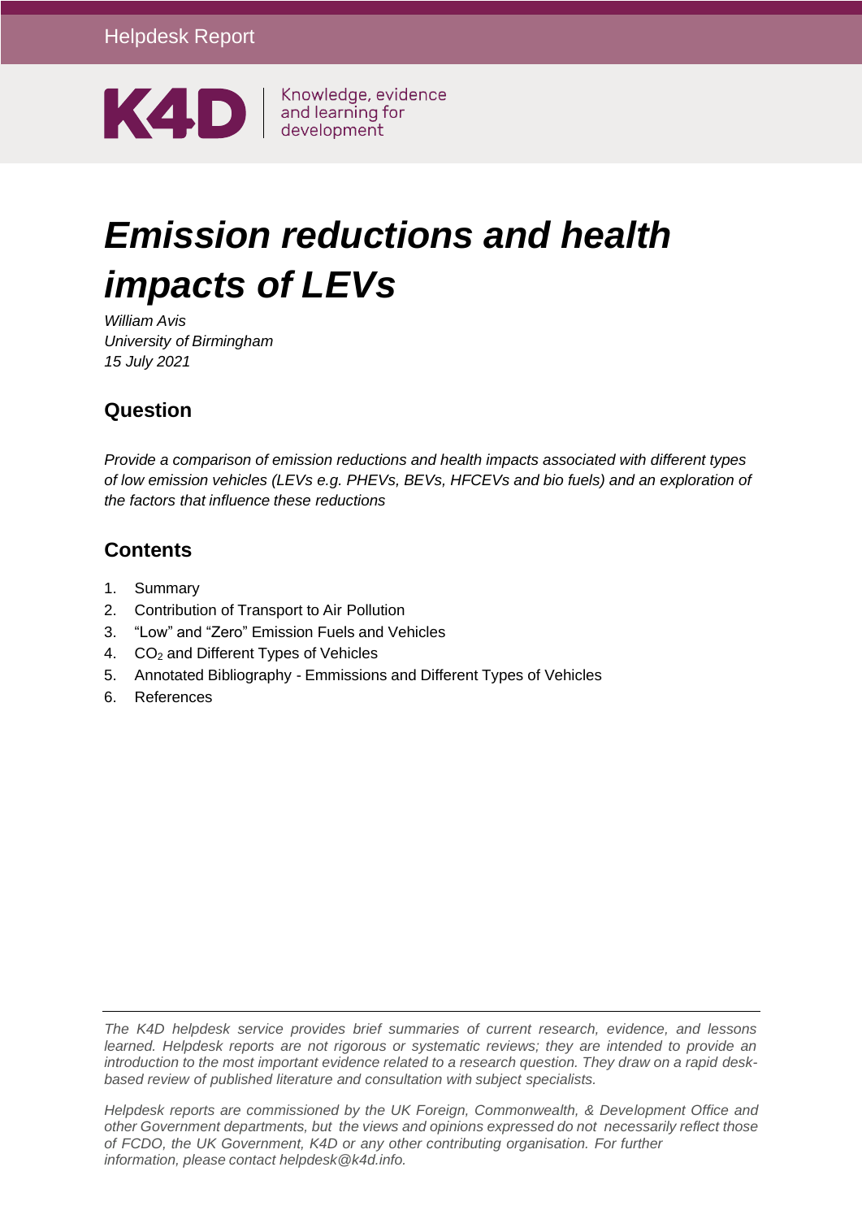Helpdesk Report

K4D Knowledge, evidence and learning for development

# *Emission reductions and health impacts of LEVs*

*William Avis*
*University of Birmingham*
*15 July 2021*

## Question

*Provide a comparison of emission reductions and health impacts associated with different types of low emission vehicles (LEVs e.g. PHEVs, BEVs, HFCEVs and bio fuels) and an exploration of the factors that influence these reductions*

## Contents

1. Summary
2. Contribution of Transport to Air Pollution
3. "Low" and "Zero" Emission Fuels and Vehicles
4. $CO_2$ and Different Types of Vehicles
5. Annotated Bibliography - Emmissions and Different Types of Vehicles
6. References

*The K4D helpdesk service provides brief summaries of current research, evidence, and lessons learned. Helpdesk reports are not rigorous or systematic reviews; they are intended to provide an introduction to the most important evidence related to a research question. They draw on a rapid desk-based review of published literature and consultation with subject specialists.*

*Helpdesk reports are commissioned by the UK Foreign, Commonwealth, & Development Office and other Government departments, but the views and opinions expressed do not necessarily reflect those of FCDO, the UK Government, K4D or any other contributing organisation. For further information, please contact helpdesk@k4d.info.*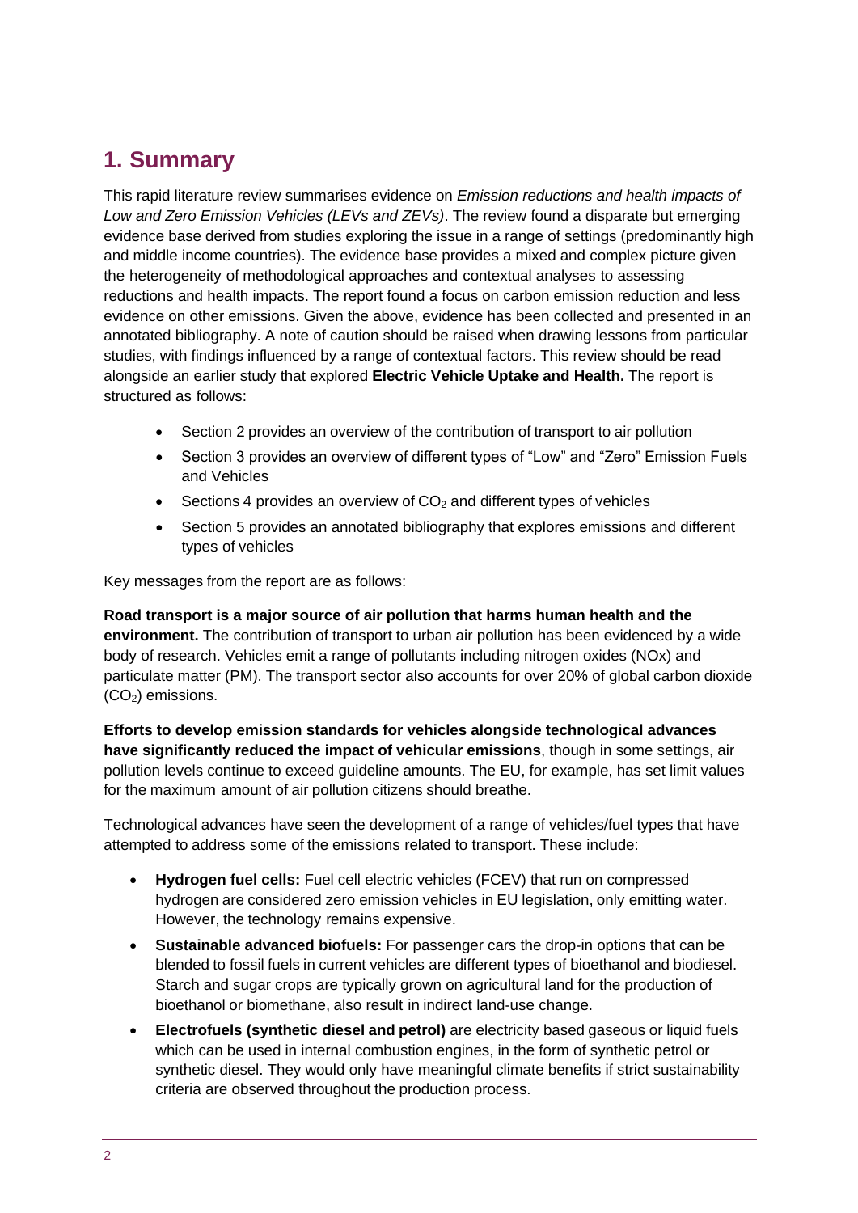# 1. Summary

This rapid literature review summarises evidence on *Emission reductions and health impacts of Low and Zero Emission Vehicles (LEVs and ZEVs)*. The review found a disparate but emerging evidence base derived from studies exploring the issue in a range of settings (predominantly high and middle income countries). The evidence base provides a mixed and complex picture given the heterogeneity of methodological approaches and contextual analyses to assessing reductions and health impacts. The report found a focus on carbon emission reduction and less evidence on other emissions. Given the above, evidence has been collected and presented in an annotated bibliography. A note of caution should be raised when drawing lessons from particular studies, with findings influenced by a range of contextual factors. This review should be read alongside an earlier study that explored **Electric Vehicle Uptake and Health.** The report is structured as follows:

- Section 2 provides an overview of the contribution of transport to air pollution
- Section 3 provides an overview of different types of "Low" and "Zero" Emission Fuels and Vehicles
- Sections 4 provides an overview of $CO_2$ and different types of vehicles
- Section 5 provides an annotated bibliography that explores emissions and different types of vehicles

Key messages from the report are as follows:

**Road transport is a major source of air pollution that harms human health and the environment.** The contribution of transport to urban air pollution has been evidenced by a wide body of research. Vehicles emit a range of pollutants including nitrogen oxides (NOx) and particulate matter (PM). The transport sector also accounts for over 20% of global carbon dioxide ($CO_2$) emissions.

**Efforts to develop emission standards for vehicles alongside technological advances have significantly reduced the impact of vehicular emissions**, though in some settings, air pollution levels continue to exceed guideline amounts. The EU, for example, has set limit values for the maximum amount of air pollution citizens should breathe.

Technological advances have seen the development of a range of vehicles/fuel types that have attempted to address some of the emissions related to transport. These include:

- **Hydrogen fuel cells:** Fuel cell electric vehicles (FCEV) that run on compressed hydrogen are considered zero emission vehicles in EU legislation, only emitting water. However, the technology remains expensive.
- **Sustainable advanced biofuels:** For passenger cars the drop-in options that can be blended to fossil fuels in current vehicles are different types of bioethanol and biodiesel. Starch and sugar crops are typically grown on agricultural land for the production of bioethanol or biomethane, also result in indirect land-use change.
- **Electrofuels (synthetic diesel and petrol)** are electricity based gaseous or liquid fuels which can be used in internal combustion engines, in the form of synthetic petrol or synthetic diesel. They would only have meaningful climate benefits if strict sustainability criteria are observed throughout the production process.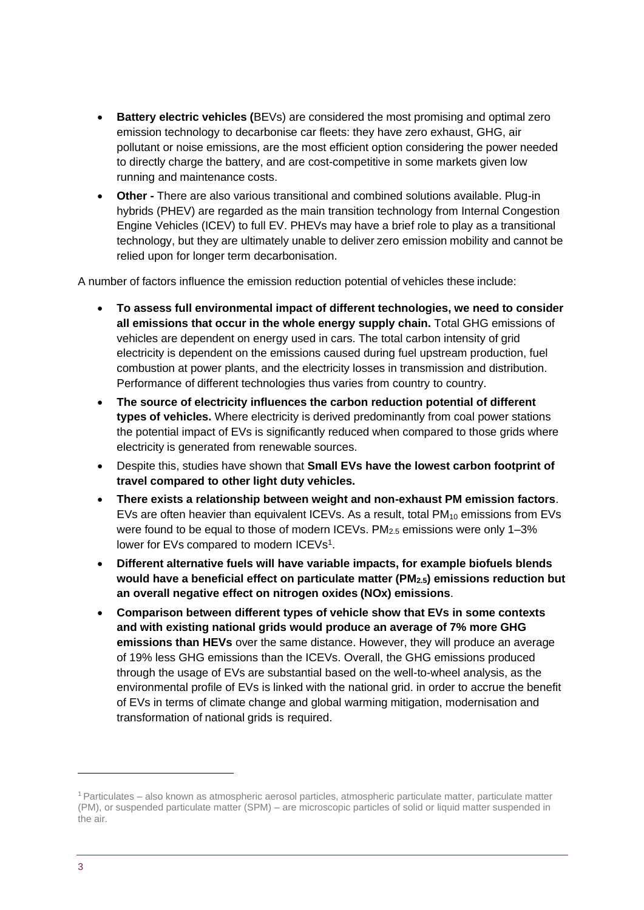- **Battery electric vehicles (**BEVs) are considered the most promising and optimal zero emission technology to decarbonise car fleets: they have zero exhaust, GHG, air pollutant or noise emissions, are the most efficient option considering the power needed to directly charge the battery, and are cost-competitive in some markets given low running and maintenance costs.
- **Other -** There are also various transitional and combined solutions available. Plug-in hybrids (PHEV) are regarded as the main transition technology from Internal Congestion Engine Vehicles (ICEV) to full EV. PHEVs may have a brief role to play as a transitional technology, but they are ultimately unable to deliver zero emission mobility and cannot be relied upon for longer term decarbonisation.

A number of factors influence the emission reduction potential of vehicles these include:

- **To assess full environmental impact of different technologies, we need to consider all emissions that occur in the whole energy supply chain.** Total GHG emissions of vehicles are dependent on energy used in cars. The total carbon intensity of grid electricity is dependent on the emissions caused during fuel upstream production, fuel combustion at power plants, and the electricity losses in transmission and distribution. Performance of different technologies thus varies from country to country.
- **The source of electricity influences the carbon reduction potential of different types of vehicles.** Where electricity is derived predominantly from coal power stations the potential impact of EVs is significantly reduced when compared to those grids where electricity is generated from renewable sources.
- Despite this, studies have shown that **Small EVs have the lowest carbon footprint of travel compared to other light duty vehicles.**
- **There exists a relationship between weight and non-exhaust PM emission factors**. EVs are often heavier than equivalent ICEVs. As a result, total $PM_{10}$ emissions from EVs were found to be equal to those of modern ICEVs. $PM_{2.5}$ emissions were only 1–3% lower for EVs compared to modern ICEVs[1].
- **Different alternative fuels will have variable impacts, for example biofuels blends would have a beneficial effect on particulate matter ($PM_{2.5}$) emissions reduction but an overall negative effect on nitrogen oxides (NOx) emissions**.
- **Comparison between different types of vehicle show that EVs in some contexts and with existing national grids would produce an average of 7% more GHG emissions than HEVs** over the same distance. However, they will produce an average of 19% less GHG emissions than the ICEVs. Overall, the GHG emissions produced through the usage of EVs are substantial based on the well-to-wheel analysis, as the environmental profile of EVs is linked with the national grid. in order to accrue the benefit of EVs in terms of climate change and global warming mitigation, modernisation and transformation of national grids is required.

[1] Particulates – also known as atmospheric aerosol particles, atmospheric particulate matter, particulate matter (PM), or suspended particulate matter (SPM) – are microscopic particles of solid or liquid matter suspended in the air.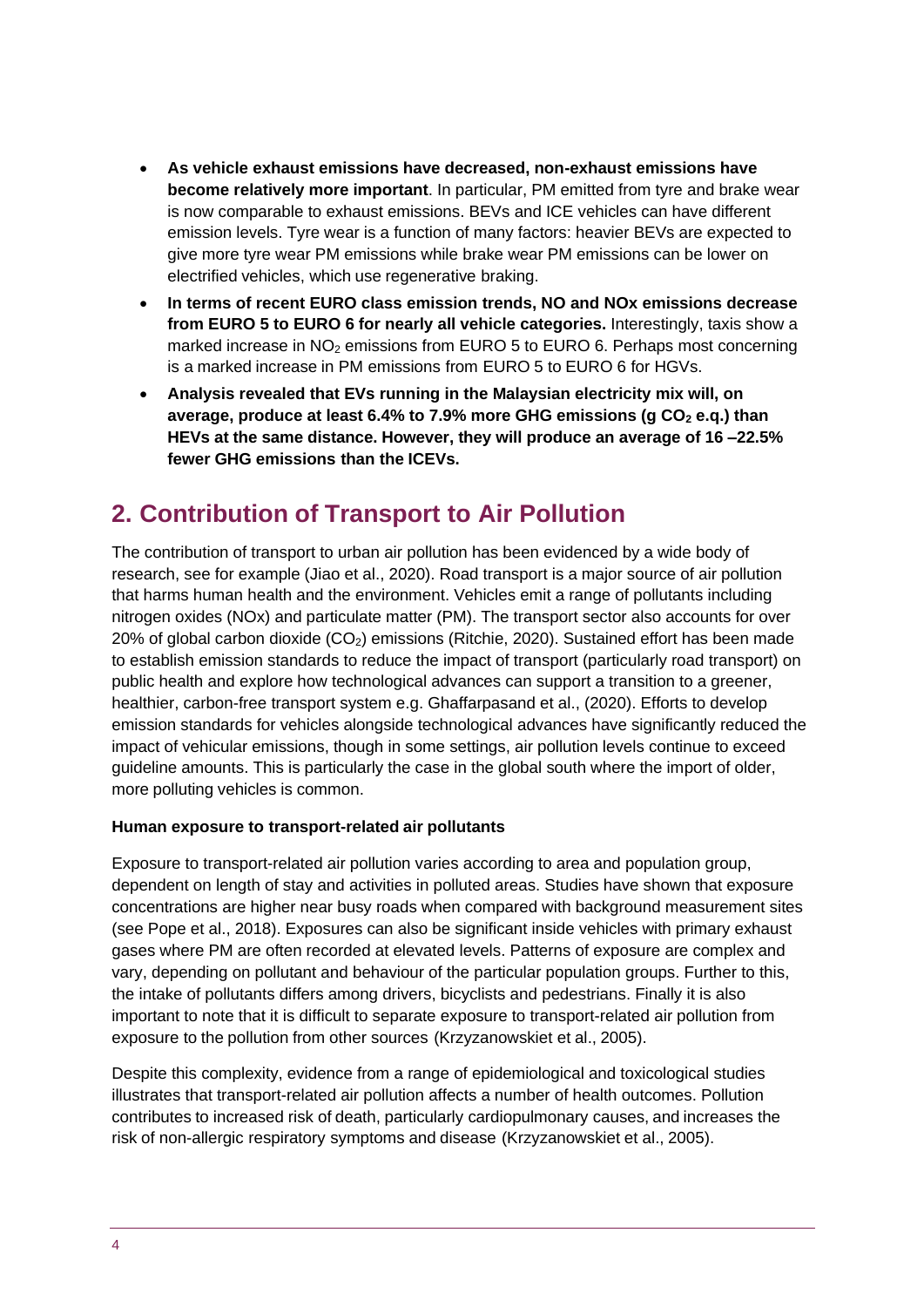- **As vehicle exhaust emissions have decreased, non-exhaust emissions have become relatively more important**. In particular, PM emitted from tyre and brake wear is now comparable to exhaust emissions. BEVs and ICE vehicles can have different emission levels. Tyre wear is a function of many factors: heavier BEVs are expected to give more tyre wear PM emissions while brake wear PM emissions can be lower on electrified vehicles, which use regenerative braking.
- **In terms of recent EURO class emission trends, NO and NOx emissions decrease from EURO 5 to EURO 6 for nearly all vehicle categories.** Interestingly, taxis show a marked increase in $NO_2$ emissions from EURO 5 to EURO 6. Perhaps most concerning is a marked increase in PM emissions from EURO 5 to EURO 6 for HGVs.
- **Analysis revealed that EVs running in the Malaysian electricity mix will, on average, produce at least 6.4% to 7.9% more GHG emissions (g $CO_2$ e.q.) than HEVs at the same distance. However, they will produce an average of 16 –22.5% fewer GHG emissions than the ICEVs.**

## 2. Contribution of Transport to Air Pollution

The contribution of transport to urban air pollution has been evidenced by a wide body of research, see for example (Jiao et al., 2020). Road transport is a major source of air pollution that harms human health and the environment. Vehicles emit a range of pollutants including nitrogen oxides (NOx) and particulate matter (PM). The transport sector also accounts for over 20% of global carbon dioxide ($CO_2$) emissions (Ritchie, 2020). Sustained effort has been made to establish emission standards to reduce the impact of transport (particularly road transport) on public health and explore how technological advances can support a transition to a greener, healthier, carbon-free transport system e.g. Ghaffarpasand et al., (2020). Efforts to develop emission standards for vehicles alongside technological advances have significantly reduced the impact of vehicular emissions, though in some settings, air pollution levels continue to exceed guideline amounts. This is particularly the case in the global south where the import of older, more polluting vehicles is common.

**Human exposure to transport-related air pollutants**

Exposure to transport-related air pollution varies according to area and population group, dependent on length of stay and activities in polluted areas. Studies have shown that exposure concentrations are higher near busy roads when compared with background measurement sites (see Pope et al., 2018). Exposures can also be significant inside vehicles with primary exhaust gases where PM are often recorded at elevated levels. Patterns of exposure are complex and vary, depending on pollutant and behaviour of the particular population groups. Further to this, the intake of pollutants differs among drivers, bicyclists and pedestrians. Finally it is also important to note that it is difficult to separate exposure to transport-related air pollution from exposure to the pollution from other sources (Krzyzanowskiet et al., 2005).

Despite this complexity, evidence from a range of epidemiological and toxicological studies illustrates that transport-related air pollution affects a number of health outcomes. Pollution contributes to increased risk of death, particularly cardiopulmonary causes, and increases the risk of non-allergic respiratory symptoms and disease (Krzyzanowskiet et al., 2005).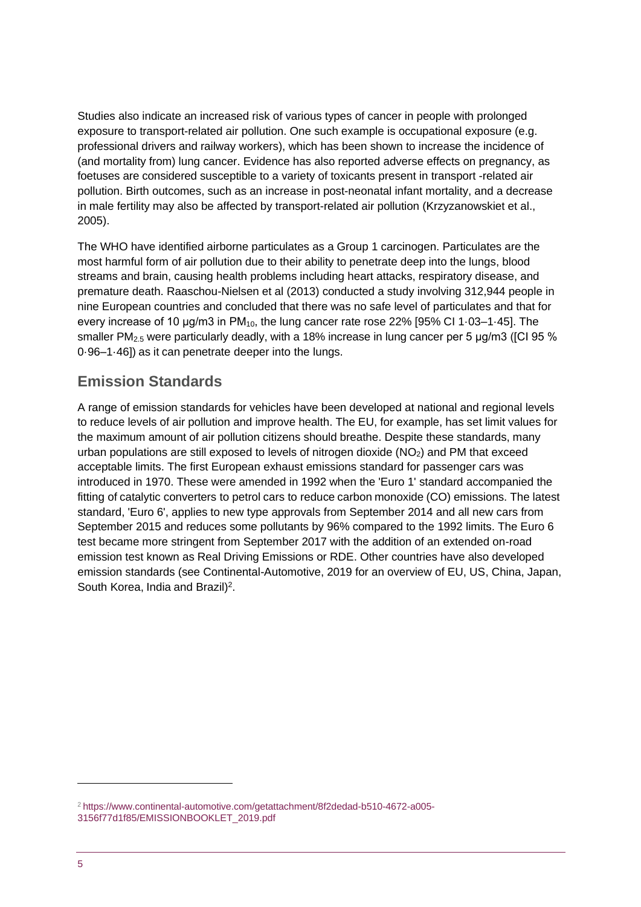Studies also indicate an increased risk of various types of cancer in people with prolonged exposure to transport-related air pollution. One such example is occupational exposure (e.g. professional drivers and railway workers), which has been shown to increase the incidence of (and mortality from) lung cancer. Evidence has also reported adverse effects on pregnancy, as foetuses are considered susceptible to a variety of toxicants present in transport -related air pollution. Birth outcomes, such as an increase in post-neonatal infant mortality, and a decrease in male fertility may also be affected by transport-related air pollution (Krzyzanowskiet et al., 2005).

The WHO have identified airborne particulates as a Group 1 carcinogen. Particulates are the most harmful form of air pollution due to their ability to penetrate deep into the lungs, blood streams and brain, causing health problems including heart attacks, respiratory disease, and premature death. Raaschou-Nielsen et al (2013) conducted a study involving 312,944 people in nine European countries and concluded that there was no safe level of particulates and that for every increase of 10 µg/m3 in $PM_{10}$, the lung cancer rate rose 22% [95% CI 1·03–1·45]. The smaller $PM_{2.5}$ were particularly deadly, with a 18% increase in lung cancer per 5 µg/m3 ([CI 95 % 0·96–1·46]) as it can penetrate deeper into the lungs.

## Emission Standards

A range of emission standards for vehicles have been developed at national and regional levels to reduce levels of air pollution and improve health. The EU, for example, has set limit values for the maximum amount of air pollution citizens should breathe. Despite these standards, many urban populations are still exposed to levels of nitrogen dioxide ($NO_2$) and PM that exceed acceptable limits. The first European exhaust emissions standard for passenger cars was introduced in 1970. These were amended in 1992 when the 'Euro 1' standard accompanied the fitting of catalytic converters to petrol cars to reduce carbon monoxide (CO) emissions. The latest standard, 'Euro 6', applies to new type approvals from September 2014 and all new cars from September 2015 and reduces some pollutants by 96% compared to the 1992 limits. The Euro 6 test became more stringent from September 2017 with the addition of an extended on-road emission test known as Real Driving Emissions or RDE. Other countries have also developed emission standards (see Continental-Automotive, 2019 for an overview of EU, US, China, Japan, South Korea, India and Brazil)[2].

[2] https://www.continental-automotive.com/getattachment/8f2dedad-b510-4672-a005-3156f77d1f85/EMISSIONBOOKLET_2019.pdf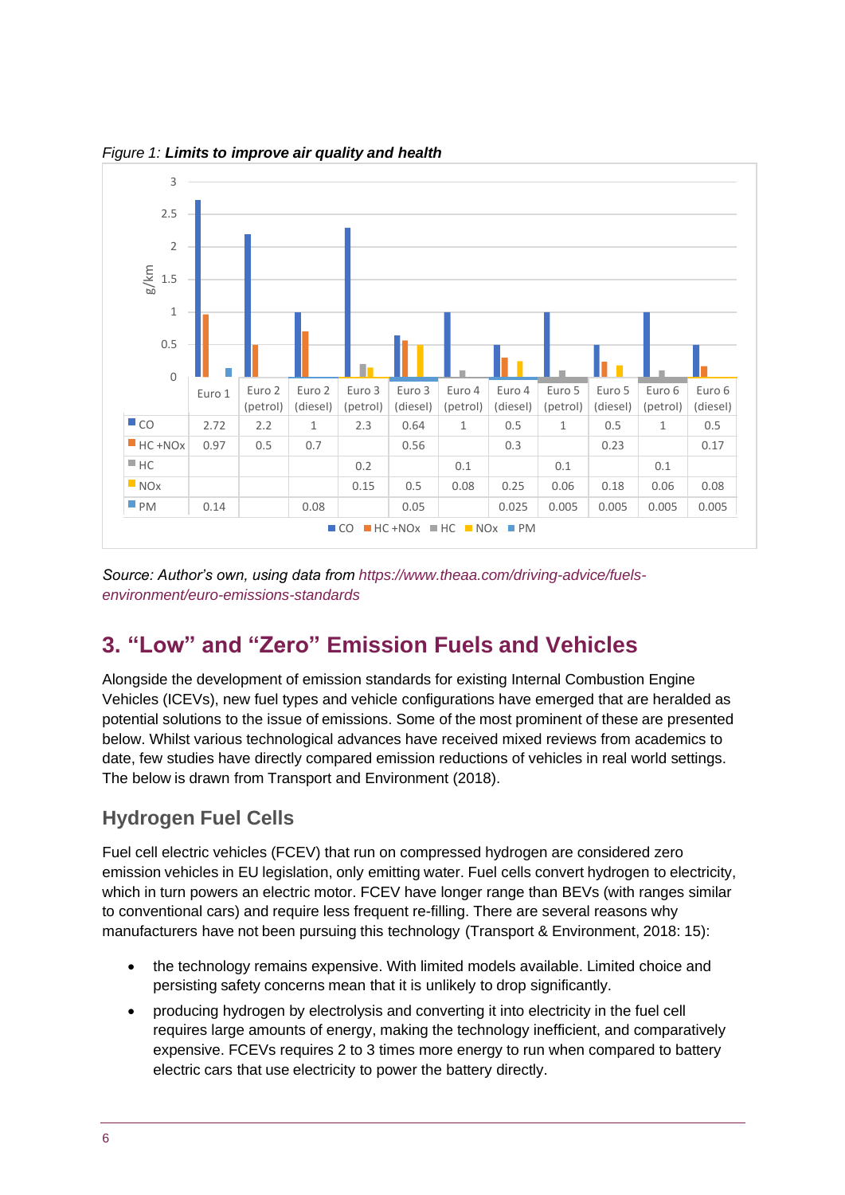*Figure 1:* ***Limits to improve air quality and health***

g/km

| | Euro 1 | Euro 2 (petrol) | Euro 2 (diesel) | Euro 3 (petrol) | Euro 3 (diesel) | Euro 4 (petrol) | Euro 4 (diesel) | Euro 5 (petrol) | Euro 5 (diesel) | Euro 6 (petrol) | Euro 6 (diesel) |
|---|---|---|---|---|---|---|---|---|---|---|---|
| CO | 2.72 | 2.2 | 1 | 2.3 | 0.64 | 1 | 0.5 | 1 | 0.5 | 1 | 0.5 |
| HC +NOx | 0.97 | 0.5 | 0.7 | | 0.56 | | 0.3 | | 0.23 | | 0.17 |
| HC | | | | 0.2 | | 0.1 | | 0.1 | | 0.1 | |
| NOx | | | | 0.15 | 0.5 | 0.08 | 0.25 | 0.06 | 0.18 | 0.06 | 0.08 |
| PM | 0.14 | | 0.08 | | 0.05 | | 0.025 | 0.005 | 0.005 | 0.005 | 0.005 |

*Source: Author's own, using data from https://www.theaa.com/driving-advice/fuels-environment/euro-emissions-standards*

## 3. "Low" and "Zero" Emission Fuels and Vehicles

Alongside the development of emission standards for existing Internal Combustion Engine Vehicles (ICEVs), new fuel types and vehicle configurations have emerged that are heralded as potential solutions to the issue of emissions. Some of the most prominent of these are presented below. Whilst various technological advances have received mixed reviews from academics to date, few studies have directly compared emission reductions of vehicles in real world settings. The below is drawn from Transport and Environment (2018).

### Hydrogen Fuel Cells

Fuel cell electric vehicles (FCEV) that run on compressed hydrogen are considered zero emission vehicles in EU legislation, only emitting water. Fuel cells convert hydrogen to electricity, which in turn powers an electric motor. FCEV have longer range than BEVs (with ranges similar to conventional cars) and require less frequent re-filling. There are several reasons why manufacturers have not been pursuing this technology (Transport & Environment, 2018: 15):

- the technology remains expensive. With limited models available. Limited choice and persisting safety concerns mean that it is unlikely to drop significantly.
- producing hydrogen by electrolysis and converting it into electricity in the fuel cell requires large amounts of energy, making the technology inefficient, and comparatively expensive. FCEVs requires 2 to 3 times more energy to run when compared to battery electric cars that use electricity to power the battery directly.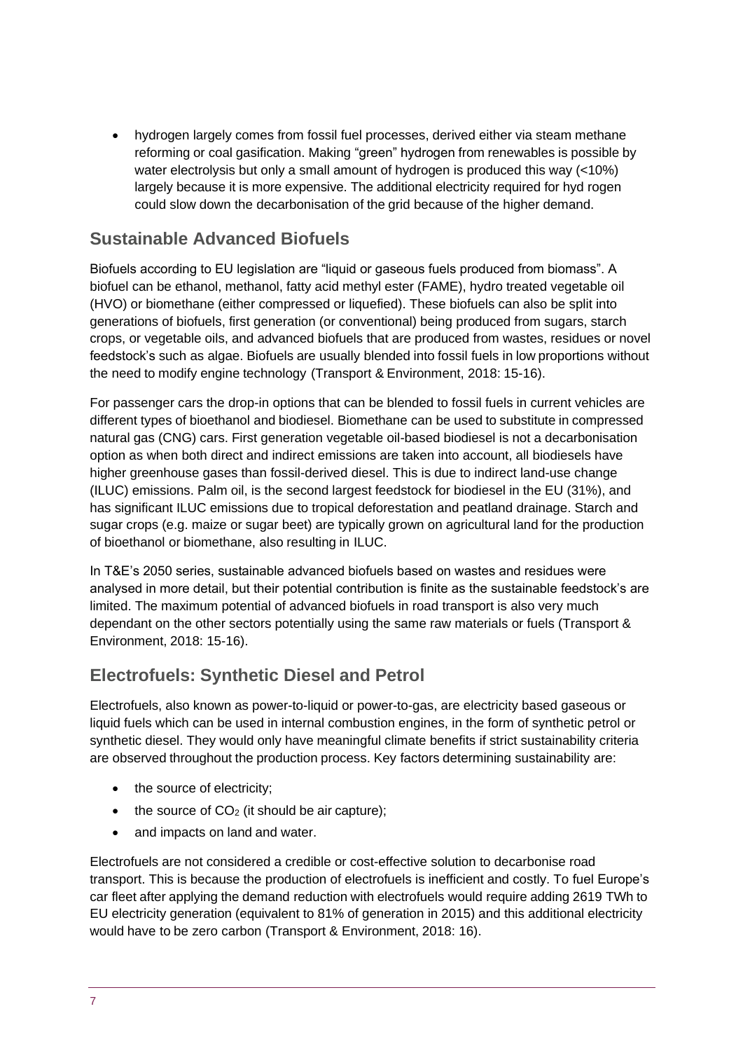- hydrogen largely comes from fossil fuel processes, derived either via steam methane reforming or coal gasification. Making "green" hydrogen from renewables is possible by water electrolysis but only a small amount of hydrogen is produced this way (<10%) largely because it is more expensive. The additional electricity required for hyd rogen could slow down the decarbonisation of the grid because of the higher demand.

## Sustainable Advanced Biofuels

Biofuels according to EU legislation are "liquid or gaseous fuels produced from biomass". A biofuel can be ethanol, methanol, fatty acid methyl ester (FAME), hydro treated vegetable oil (HVO) or biomethane (either compressed or liquefied). These biofuels can also be split into generations of biofuels, first generation (or conventional) being produced from sugars, starch crops, or vegetable oils, and advanced biofuels that are produced from wastes, residues or novel feedstock's such as algae. Biofuels are usually blended into fossil fuels in low proportions without the need to modify engine technology (Transport & Environment, 2018: 15-16).

For passenger cars the drop-in options that can be blended to fossil fuels in current vehicles are different types of bioethanol and biodiesel. Biomethane can be used to substitute in compressed natural gas (CNG) cars. First generation vegetable oil-based biodiesel is not a decarbonisation option as when both direct and indirect emissions are taken into account, all biodiesels have higher greenhouse gases than fossil-derived diesel. This is due to indirect land-use change (ILUC) emissions. Palm oil, is the second largest feedstock for biodiesel in the EU (31%), and has significant ILUC emissions due to tropical deforestation and peatland drainage. Starch and sugar crops (e.g. maize or sugar beet) are typically grown on agricultural land for the production of bioethanol or biomethane, also resulting in ILUC.

In T&E's 2050 series, sustainable advanced biofuels based on wastes and residues were analysed in more detail, but their potential contribution is finite as the sustainable feedstock's are limited. The maximum potential of advanced biofuels in road transport is also very much dependant on the other sectors potentially using the same raw materials or fuels (Transport & Environment, 2018: 15-16).

## Electrofuels: Synthetic Diesel and Petrol

Electrofuels, also known as power-to-liquid or power-to-gas, are electricity based gaseous or liquid fuels which can be used in internal combustion engines, in the form of synthetic petrol or synthetic diesel. They would only have meaningful climate benefits if strict sustainability criteria are observed throughout the production process. Key factors determining sustainability are:

- the source of electricity;
- the source of $CO_2$ (it should be air capture);
- and impacts on land and water.

Electrofuels are not considered a credible or cost-effective solution to decarbonise road transport. This is because the production of electrofuels is inefficient and costly. To fuel Europe's car fleet after applying the demand reduction with electrofuels would require adding 2619 TWh to EU electricity generation (equivalent to 81% of generation in 2015) and this additional electricity would have to be zero carbon (Transport & Environment, 2018: 16).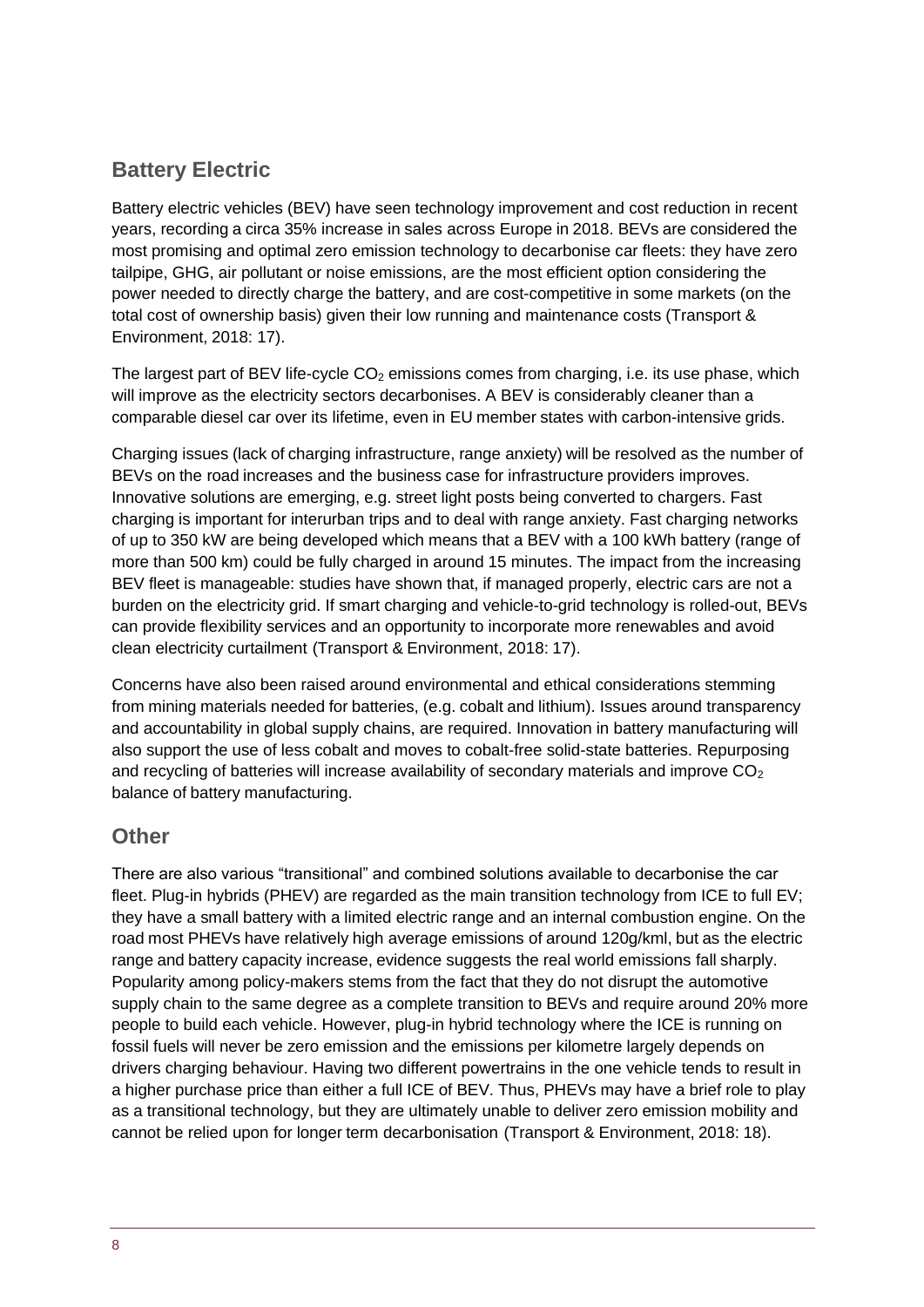## Battery Electric

Battery electric vehicles (BEV) have seen technology improvement and cost reduction in recent years, recording a circa 35% increase in sales across Europe in 2018. BEVs are considered the most promising and optimal zero emission technology to decarbonise car fleets: they have zero tailpipe, GHG, air pollutant or noise emissions, are the most efficient option considering the power needed to directly charge the battery, and are cost-competitive in some markets (on the total cost of ownership basis) given their low running and maintenance costs (Transport & Environment, 2018: 17).

The largest part of BEV life-cycle $CO_2$ emissions comes from charging, i.e. its use phase, which will improve as the electricity sectors decarbonises. A BEV is considerably cleaner than a comparable diesel car over its lifetime, even in EU member states with carbon-intensive grids.

Charging issues (lack of charging infrastructure, range anxiety) will be resolved as the number of BEVs on the road increases and the business case for infrastructure providers improves. Innovative solutions are emerging, e.g. street light posts being converted to chargers. Fast charging is important for interurban trips and to deal with range anxiety. Fast charging networks of up to 350 kW are being developed which means that a BEV with a 100 kWh battery (range of more than 500 km) could be fully charged in around 15 minutes. The impact from the increasing BEV fleet is manageable: studies have shown that, if managed properly, electric cars are not a burden on the electricity grid. If smart charging and vehicle-to-grid technology is rolled-out, BEVs can provide flexibility services and an opportunity to incorporate more renewables and avoid clean electricity curtailment (Transport & Environment, 2018: 17).

Concerns have also been raised around environmental and ethical considerations stemming from mining materials needed for batteries, (e.g. cobalt and lithium). Issues around transparency and accountability in global supply chains, are required. Innovation in battery manufacturing will also support the use of less cobalt and moves to cobalt-free solid-state batteries. Repurposing and recycling of batteries will increase availability of secondary materials and improve $CO_2$ balance of battery manufacturing.

## Other

There are also various “transitional” and combined solutions available to decarbonise the car fleet. Plug-in hybrids (PHEV) are regarded as the main transition technology from ICE to full EV; they have a small battery with a limited electric range and an internal combustion engine. On the road most PHEVs have relatively high average emissions of around 120g/kml, but as the electric range and battery capacity increase, evidence suggests the real world emissions fall sharply. Popularity among policy-makers stems from the fact that they do not disrupt the automotive supply chain to the same degree as a complete transition to BEVs and require around 20% more people to build each vehicle. However, plug-in hybrid technology where the ICE is running on fossil fuels will never be zero emission and the emissions per kilometre largely depends on drivers charging behaviour. Having two different powertrains in the one vehicle tends to result in a higher purchase price than either a full ICE of BEV. Thus, PHEVs may have a brief role to play as a transitional technology, but they are ultimately unable to deliver zero emission mobility and cannot be relied upon for longer term decarbonisation (Transport & Environment, 2018: 18).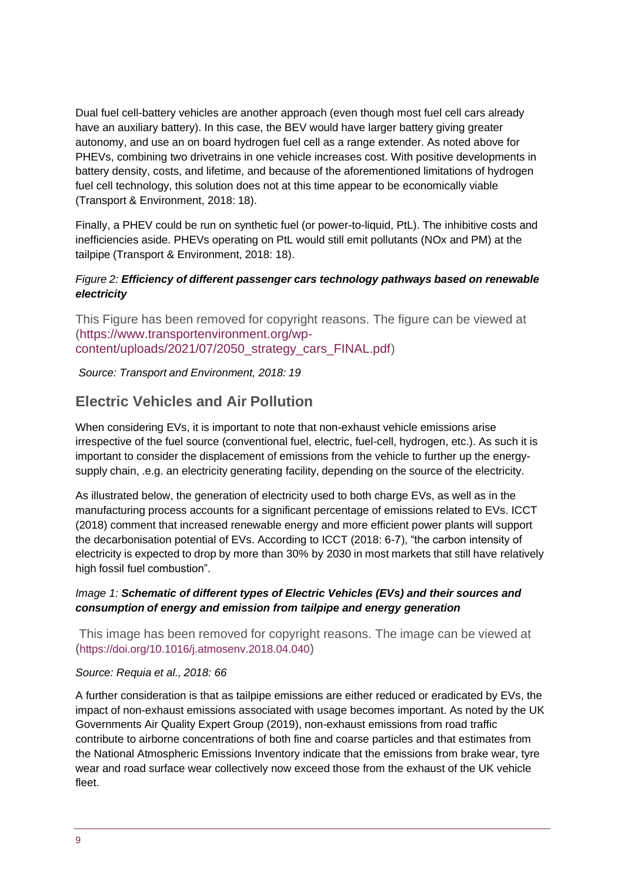Dual fuel cell-battery vehicles are another approach (even though most fuel cell cars already have an auxiliary battery). In this case, the BEV would have larger battery giving greater autonomy, and use an on board hydrogen fuel cell as a range extender. As noted above for PHEVs, combining two drivetrains in one vehicle increases cost. With positive developments in battery density, costs, and lifetime, and because of the aforementioned limitations of hydrogen fuel cell technology, this solution does not at this time appear to be economically viable (Transport & Environment, 2018: 18).

Finally, a PHEV could be run on synthetic fuel (or power-to-liquid, PtL). The inhibitive costs and inefficiencies aside. PHEVs operating on PtL would still emit pollutants (NOx and PM) at the tailpipe (Transport & Environment, 2018: 18).

*Figure 2:* ***Efficiency of different passenger cars technology pathways based on renewable electricity***

This Figure has been removed for copyright reasons. The figure can be viewed at (https://www.transportenvironment.org/wp-content/uploads/2021/07/2050_strategy_cars_FINAL.pdf)

*Source: Transport and Environment, 2018: 19*

## Electric Vehicles and Air Pollution

When considering EVs, it is important to note that non-exhaust vehicle emissions arise irrespective of the fuel source (conventional fuel, electric, fuel-cell, hydrogen, etc.). As such it is important to consider the displacement of emissions from the vehicle to further up the energy-supply chain, .e.g. an electricity generating facility, depending on the source of the electricity.

As illustrated below, the generation of electricity used to both charge EVs, as well as in the manufacturing process accounts for a significant percentage of emissions related to EVs. ICCT (2018) comment that increased renewable energy and more efficient power plants will support the decarbonisation potential of EVs. According to ICCT (2018: 6-7), "the carbon intensity of electricity is expected to drop by more than 30% by 2030 in most markets that still have relatively high fossil fuel combustion".

*Image 1:* ***Schematic of different types of Electric Vehicles (EVs) and their sources and consumption of energy and emission from tailpipe and energy generation***

This image has been removed for copyright reasons. The image can be viewed at (https://doi.org/10.1016/j.atmosenv.2018.04.040)

*Source: Requia et al., 2018: 66*

A further consideration is that as tailpipe emissions are either reduced or eradicated by EVs, the impact of non-exhaust emissions associated with usage becomes important. As noted by the UK Governments Air Quality Expert Group (2019), non-exhaust emissions from road traffic contribute to airborne concentrations of both fine and coarse particles and that estimates from the National Atmospheric Emissions Inventory indicate that the emissions from brake wear, tyre wear and road surface wear collectively now exceed those from the exhaust of the UK vehicle fleet.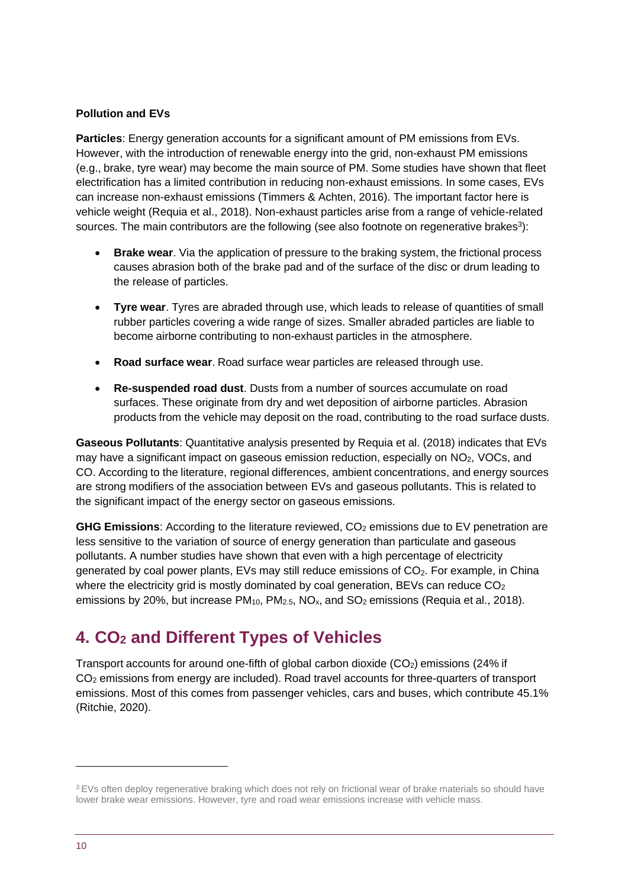**Pollution and EVs**

**Particles**: Energy generation accounts for a significant amount of PM emissions from EVs. However, with the introduction of renewable energy into the grid, non-exhaust PM emissions (e.g., brake, tyre wear) may become the main source of PM. Some studies have shown that fleet electrification has a limited contribution in reducing non-exhaust emissions. In some cases, EVs can increase non-exhaust emissions (Timmers & Achten, 2016). The important factor here is vehicle weight (Requia et al., 2018). Non-exhaust particles arise from a range of vehicle-related sources. The main contributors are the following (see also footnote on regenerative brakes[3]):

- **Brake wear**. Via the application of pressure to the braking system, the frictional process causes abrasion both of the brake pad and of the surface of the disc or drum leading to the release of particles.
- **Tyre wear**. Tyres are abraded through use, which leads to release of quantities of small rubber particles covering a wide range of sizes. Smaller abraded particles are liable to become airborne contributing to non-exhaust particles in the atmosphere.
- **Road surface wear**. Road surface wear particles are released through use.
- **Re-suspended road dust**. Dusts from a number of sources accumulate on road surfaces. These originate from dry and wet deposition of airborne particles. Abrasion products from the vehicle may deposit on the road, contributing to the road surface dusts.

**Gaseous Pollutants**: Quantitative analysis presented by Requia et al. (2018) indicates that EVs may have a significant impact on gaseous emission reduction, especially on $NO_2$, VOCs, and CO. According to the literature, regional differences, ambient concentrations, and energy sources are strong modifiers of the association between EVs and gaseous pollutants. This is related to the significant impact of the energy sector on gaseous emissions.

**GHG Emissions**: According to the literature reviewed, $CO_2$ emissions due to EV penetration are less sensitive to the variation of source of energy generation than particulate and gaseous pollutants. A number studies have shown that even with a high percentage of electricity generated by coal power plants, EVs may still reduce emissions of $CO_2$. For example, in China where the electricity grid is mostly dominated by coal generation, BEVs can reduce $CO_2$ emissions by 20%, but increase $PM_{10}$, $PM_{2.5}$, $NO_x$, and $SO_2$ emissions (Requia et al., 2018).

## 4. $CO_2$ and Different Types of Vehicles

Transport accounts for around one-fifth of global carbon dioxide ($CO_2$) emissions (24% if $CO_2$ emissions from energy are included). Road travel accounts for three-quarters of transport emissions. Most of this comes from passenger vehicles, cars and buses, which contribute 45.1% (Ritchie, 2020).

---

[3] EVs often deploy regenerative braking which does not rely on frictional wear of brake materials so should have lower brake wear emissions. However, tyre and road wear emissions increase with vehicle mass.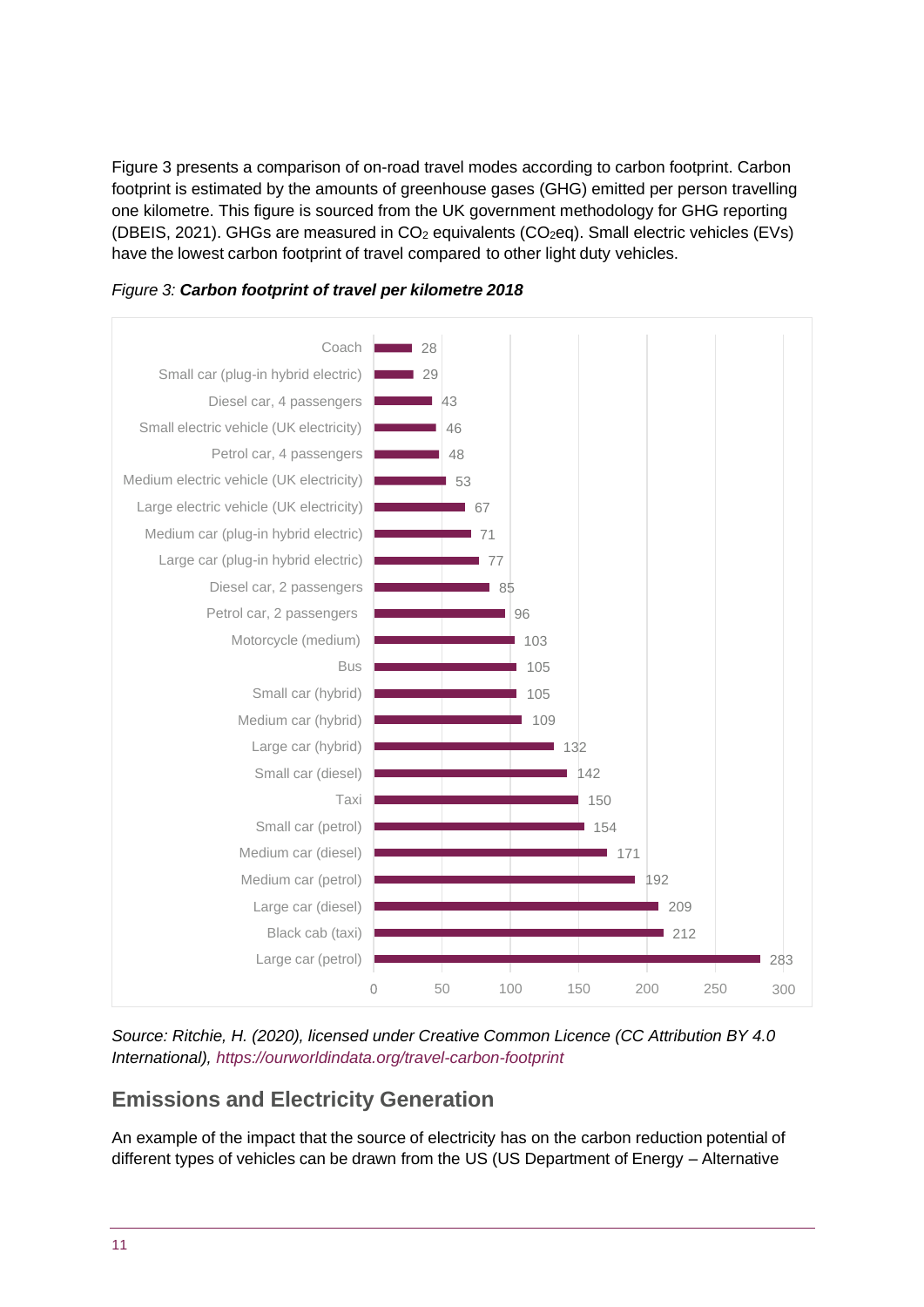Figure 3 presents a comparison of on-road travel modes according to carbon footprint. Carbon footprint is estimated by the amounts of greenhouse gases (GHG) emitted per person travelling one kilometre. This figure is sourced from the UK government methodology for GHG reporting (DBEIS, 2021). GHGs are measured in $CO_2$ equivalents ($CO_2$eq). Small electric vehicles (EVs) have the lowest carbon footprint of travel compared to other light duty vehicles.

*Figure 3:* ***Carbon footprint of travel per kilometre 2018***

| Travel mode | Value |
|---|---|
| Coach | 28 |
| Small car (plug-in hybrid electric) | 29 |
| Diesel car, 4 passengers | 43 |
| Small electric vehicle (UK electricity) | 46 |
| Petrol car, 4 passengers | 48 |
| Medium electric vehicle (UK electricity) | 53 |
| Large electric vehicle (UK electricity) | 67 |
| Medium car (plug-in hybrid electric) | 71 |
| Large car (plug-in hybrid electric) | 77 |
| Diesel car, 2 passengers | 85 |
| Petrol car, 2 passengers | 96 |
| Motorcycle (medium) | 103 |
| Bus | 105 |
| Small car (hybrid) | 105 |
| Medium car (hybrid) | 109 |
| Large car (hybrid) | 132 |
| Small car (diesel) | 142 |
| Taxi | 150 |
| Small car (petrol) | 154 |
| Medium car (diesel) | 171 |
| Medium car (petrol) | 192 |
| Large car (diesel) | 209 |
| Black cab (taxi) | 212 |
| Large car (petrol) | 283 |

*Source: Ritchie, H. (2020), licensed under Creative Common Licence (CC Attribution BY 4.0 International), https://ourworldindata.org/travel-carbon-footprint*

## Emissions and Electricity Generation

An example of the impact that the source of electricity has on the carbon reduction potential of different types of vehicles can be drawn from the US (US Department of Energy – Alternative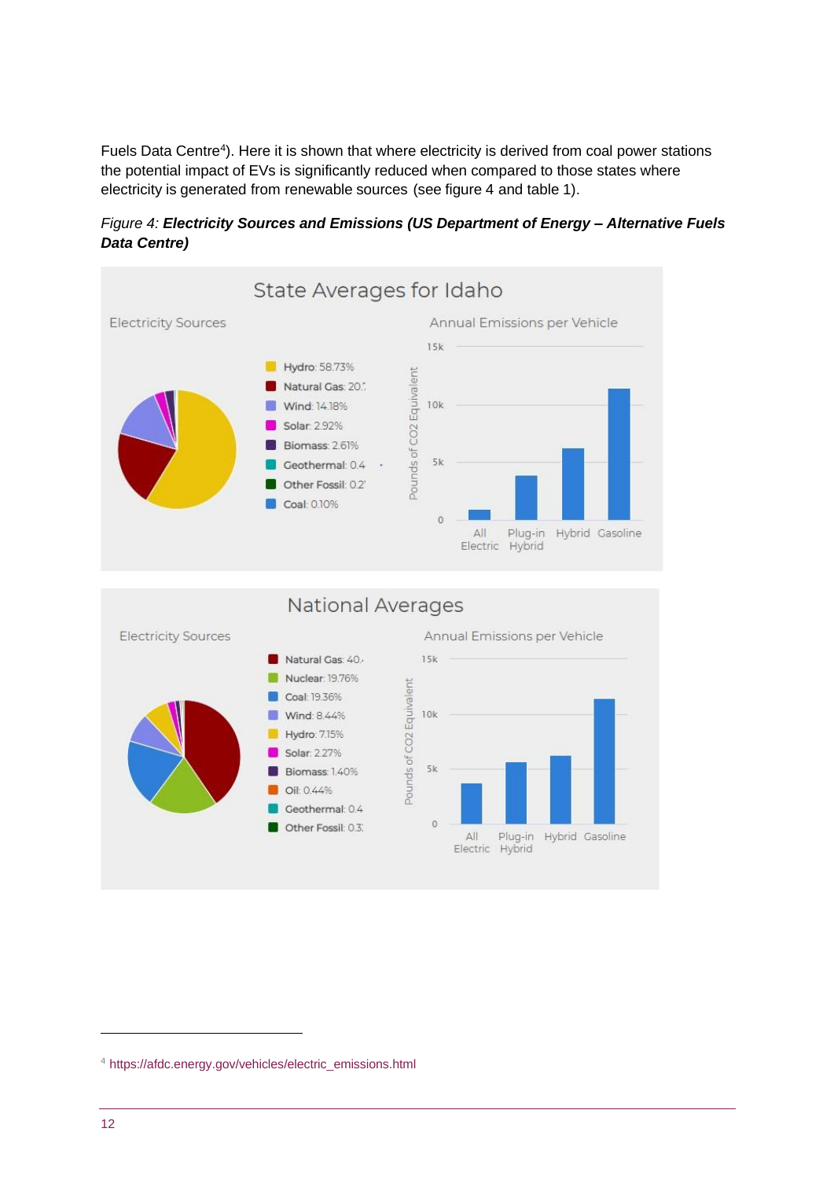Fuels Data Centre[4]). Here it is shown that where electricity is derived from coal power stations the potential impact of EVs is significantly reduced when compared to those states where electricity is generated from renewable sources (see figure 4 and table 1).

*Figure 4:* ***Electricity Sources and Emissions (US Department of Energy – Alternative Fuels Data Centre)***

[4] https://afdc.energy.gov/vehicles/electric_emissions.html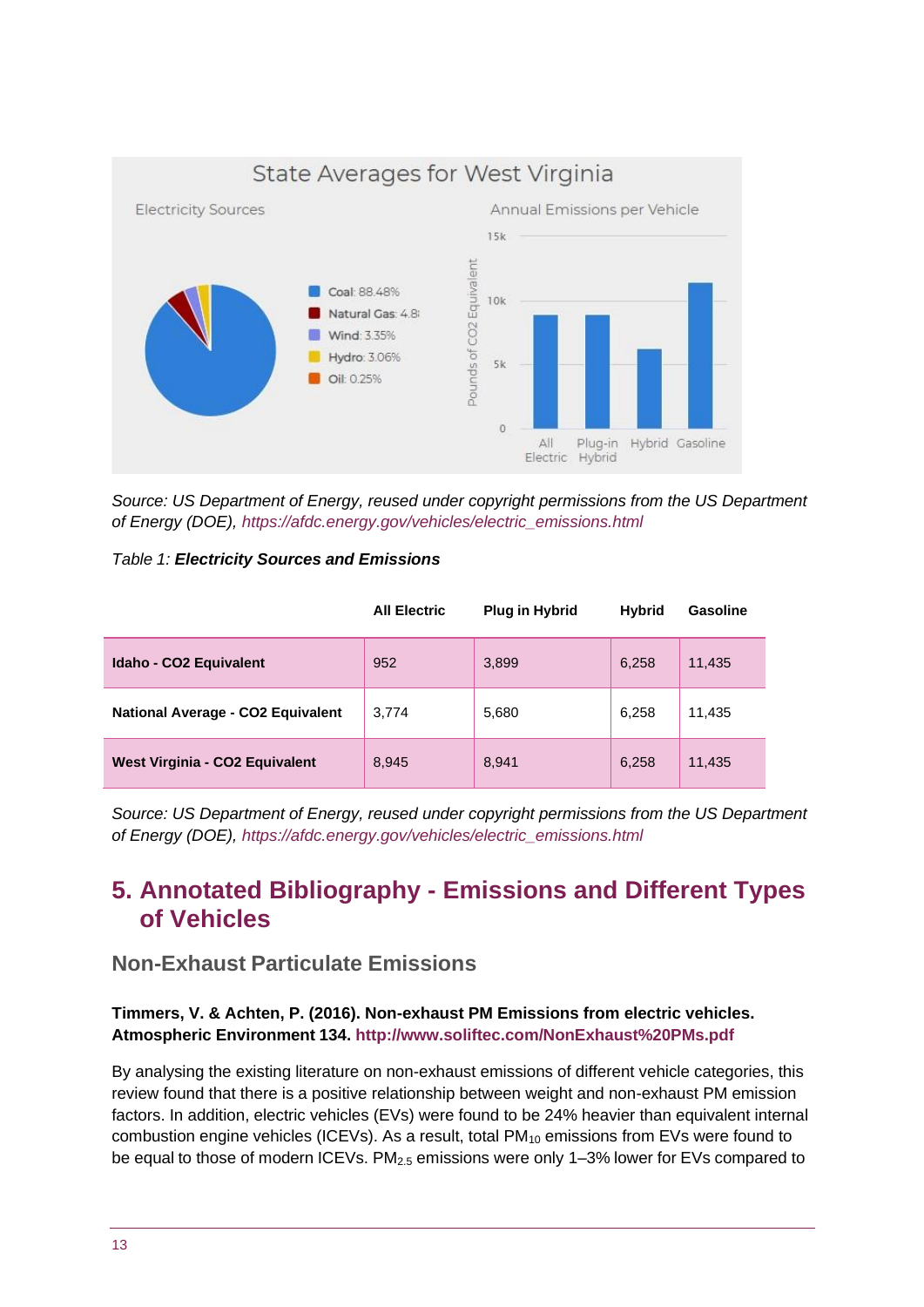State Averages for West Virginia

Electricity Sources

- Coal: 88.48%
- Natural Gas: 4.8
- Wind: 3.35%
- Hydro: 3.06%
- Oil: 0.25%

Annual Emissions per Vehicle

*Source: US Department of Energy, reused under copyright permissions from the US Department of Energy (DOE), https://afdc.energy.gov/vehicles/electric_emissions.html*

*Table 1:* ***Electricity Sources and Emissions***

| | All Electric | Plug in Hybrid | Hybrid | Gasoline |
|---|---|---|---|---|
| **Idaho - CO2 Equivalent** | 952 | 3,899 | 6,258 | 11,435 |
| **National Average - CO2 Equivalent** | 3,774 | 5,680 | 6,258 | 11,435 |
| **West Virginia - CO2 Equivalent** | 8,945 | 8,941 | 6,258 | 11,435 |

*Source: US Department of Energy, reused under copyright permissions from the US Department of Energy (DOE), https://afdc.energy.gov/vehicles/electric_emissions.html*

## 5. Annotated Bibliography - Emissions and Different Types of Vehicles

### Non-Exhaust Particulate Emissions

**Timmers, V. & Achten, P. (2016). Non-exhaust PM Emissions from electric vehicles. Atmospheric Environment 134. http://www.soliftec.com/NonExhaust%20PMs.pdf**

By analysing the existing literature on non-exhaust emissions of different vehicle categories, this review found that there is a positive relationship between weight and non-exhaust PM emission factors. In addition, electric vehicles (EVs) were found to be 24% heavier than equivalent internal combustion engine vehicles (ICEVs). As a result, total $PM_{10}$ emissions from EVs were found to be equal to those of modern ICEVs. $PM_{2.5}$ emissions were only 1–3% lower for EVs compared to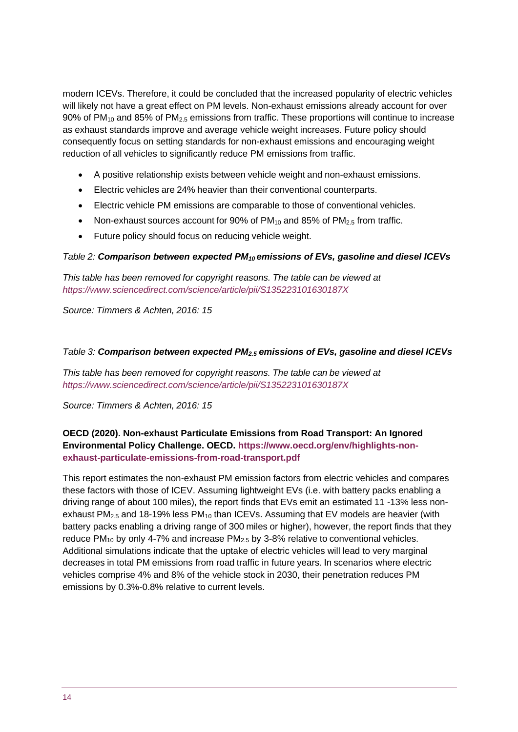modern ICEVs. Therefore, it could be concluded that the increased popularity of electric vehicles will likely not have a great effect on PM levels. Non-exhaust emissions already account for over 90% of $PM_{10}$ and 85% of $PM_{2.5}$ emissions from traffic. These proportions will continue to increase as exhaust standards improve and average vehicle weight increases. Future policy should consequently focus on setting standards for non-exhaust emissions and encouraging weight reduction of all vehicles to significantly reduce PM emissions from traffic.

- A positive relationship exists between vehicle weight and non-exhaust emissions.
- Electric vehicles are 24% heavier than their conventional counterparts.
- Electric vehicle PM emissions are comparable to those of conventional vehicles.
- Non-exhaust sources account for 90% of $PM_{10}$ and 85% of $PM_{2.5}$ from traffic.
- Future policy should focus on reducing vehicle weight.

*Table 2:* ***Comparison between expected $PM_{10}$ emissions of EVs, gasoline and diesel ICEVs***

*This table has been removed for copyright reasons. The table can be viewed at https://www.sciencedirect.com/science/article/pii/S135223101630187X*

*Source: Timmers & Achten, 2016: 15*

*Table 3:* ***Comparison between expected $PM_{2.5}$ emissions of EVs, gasoline and diesel ICEVs***

*This table has been removed for copyright reasons. The table can be viewed at https://www.sciencedirect.com/science/article/pii/S135223101630187X*

*Source: Timmers & Achten, 2016: 15*

**OECD (2020). Non-exhaust Particulate Emissions from Road Transport: An Ignored Environmental Policy Challenge. OECD. https://www.oecd.org/env/highlights-non-exhaust-particulate-emissions-from-road-transport.pdf**

This report estimates the non-exhaust PM emission factors from electric vehicles and compares these factors with those of ICEV. Assuming lightweight EVs (i.e. with battery packs enabling a driving range of about 100 miles), the report finds that EVs emit an estimated 11 -13% less non-exhaust $PM_{2.5}$ and 18-19% less $PM_{10}$ than ICEVs. Assuming that EV models are heavier (with battery packs enabling a driving range of 300 miles or higher), however, the report finds that they reduce $PM_{10}$ by only 4-7% and increase $PM_{2.5}$ by 3-8% relative to conventional vehicles. Additional simulations indicate that the uptake of electric vehicles will lead to very marginal decreases in total PM emissions from road traffic in future years. In scenarios where electric vehicles comprise 4% and 8% of the vehicle stock in 2030, their penetration reduces PM emissions by 0.3%-0.8% relative to current levels.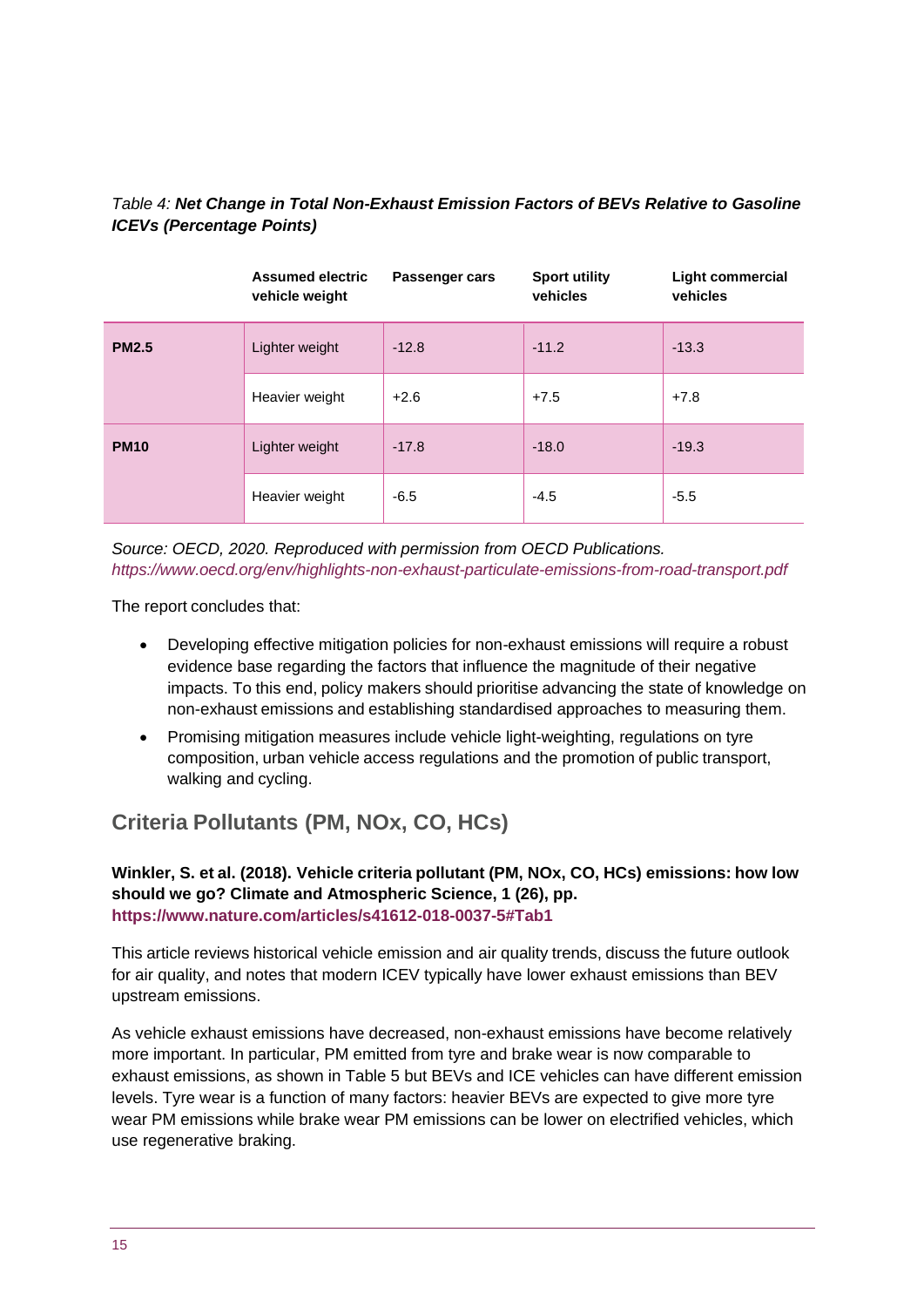*Table 4:* ***Net Change in Total Non-Exhaust Emission Factors of BEVs Relative to Gasoline ICEVs (Percentage Points)***

| | Assumed electric vehicle weight | Passenger cars | Sport utility vehicles | Light commercial vehicles |
|---|---|---|---|---|
| **PM2.5** | Lighter weight | -12.8 | -11.2 | -13.3 |
| | Heavier weight | +2.6 | +7.5 | +7.8 |
| **PM10** | Lighter weight | -17.8 | -18.0 | -19.3 |
| | Heavier weight | -6.5 | -4.5 | -5.5 |

*Source: OECD, 2020. Reproduced with permission from OECD Publications.*
*https://www.oecd.org/env/highlights-non-exhaust-particulate-emissions-from-road-transport.pdf*

The report concludes that:

- Developing effective mitigation policies for non-exhaust emissions will require a robust evidence base regarding the factors that influence the magnitude of their negative impacts. To this end, policy makers should prioritise advancing the state of knowledge on non-exhaust emissions and establishing standardised approaches to measuring them.
- Promising mitigation measures include vehicle light-weighting, regulations on tyre composition, urban vehicle access regulations and the promotion of public transport, walking and cycling.

## Criteria Pollutants (PM, NOx, CO, HCs)

**Winkler, S. et al. (2018). Vehicle criteria pollutant (PM, NOx, CO, HCs) emissions: how low should we go? Climate and Atmospheric Science, 1 (26), pp. https://www.nature.com/articles/s41612-018-0037-5#Tab1**

This article reviews historical vehicle emission and air quality trends, discuss the future outlook for air quality, and notes that modern ICEV typically have lower exhaust emissions than BEV upstream emissions.

As vehicle exhaust emissions have decreased, non-exhaust emissions have become relatively more important. In particular, PM emitted from tyre and brake wear is now comparable to exhaust emissions, as shown in Table 5 but BEVs and ICE vehicles can have different emission levels. Tyre wear is a function of many factors: heavier BEVs are expected to give more tyre wear PM emissions while brake wear PM emissions can be lower on electrified vehicles, which use regenerative braking.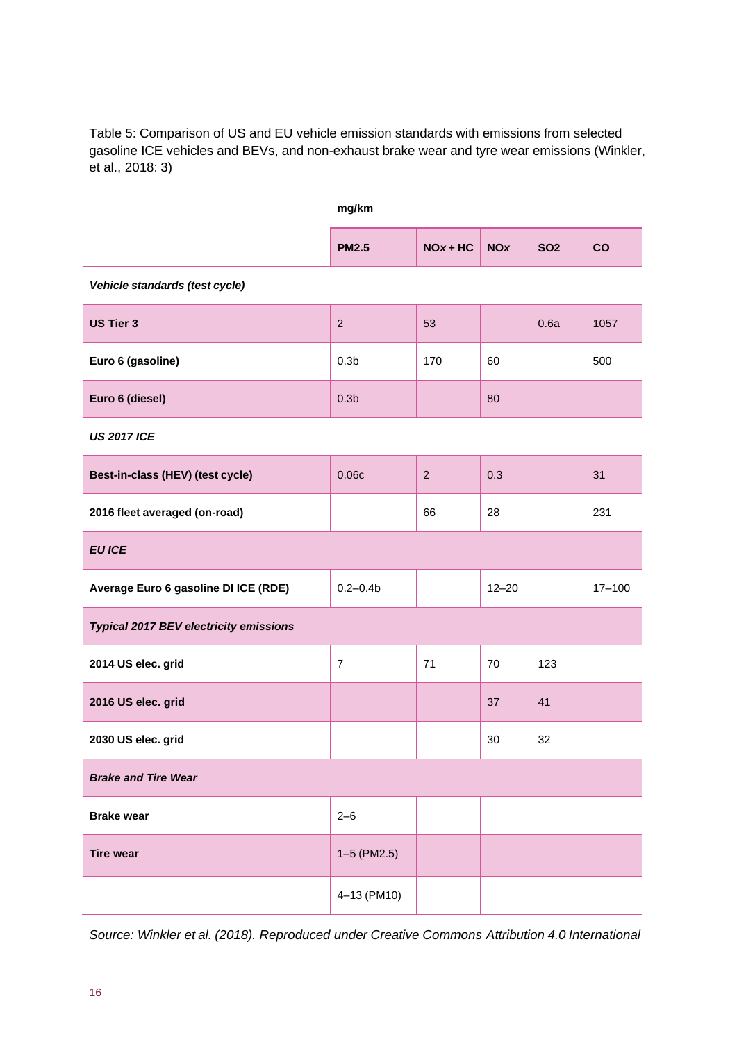Table 5: Comparison of US and EU vehicle emission standards with emissions from selected gasoline ICE vehicles and BEVs, and non-exhaust brake wear and tyre wear emissions (Winkler, et al., 2018: 3)

| | mg/km | | | | |
|---|---|---|---|---|---|
| | **PM2.5** | **NO*x* + HC** | **NO*x*** | **SO2** | **CO** |
| ***Vehicle standards (test cycle)*** | | | | | |
| **US Tier 3** | 2 | 53 | | 0.6a | 1057 |
| **Euro 6 (gasoline)** | 0.3b | 170 | 60 | | 500 |
| **Euro 6 (diesel)** | 0.3b | | 80 | | |
| ***US 2017 ICE*** | | | | | |
| **Best-in-class (HEV) (test cycle)** | 0.06c | 2 | 0.3 | | 31 |
| **2016 fleet averaged (on-road)** | | 66 | 28 | | 231 |
| ***EU ICE*** | | | | | |
| **Average Euro 6 gasoline DI ICE (RDE)** | 0.2–0.4b | | 12–20 | | 17–100 |
| ***Typical 2017 BEV electricity emissions*** | | | | | |
| **2014 US elec. grid** | 7 | 71 | 70 | 123 | |
| **2016 US elec. grid** | | | 37 | 41 | |
| **2030 US elec. grid** | | | 30 | 32 | |
| ***Brake and Tire Wear*** | | | | | |
| **Brake wear** | 2–6 | | | | |
| **Tire wear** | 1–5 (PM2.5) | | | | |
| | 4–13 (PM10) | | | | |

*Source: Winkler et al. (2018). Reproduced under Creative Commons Attribution 4.0 International*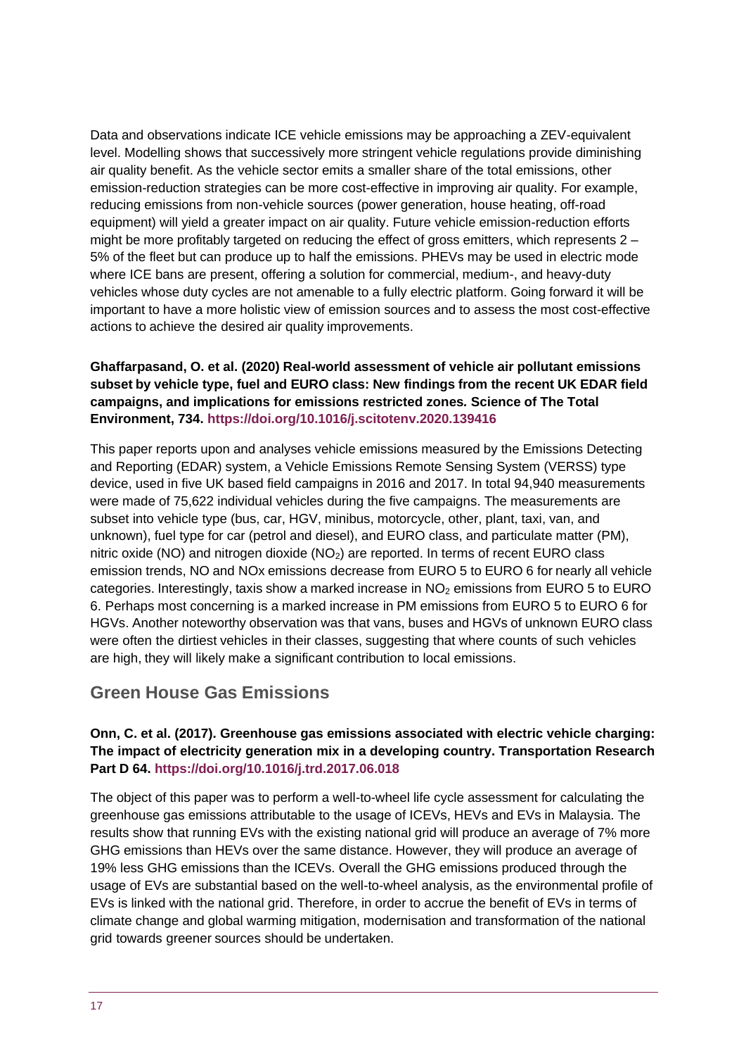Data and observations indicate ICE vehicle emissions may be approaching a ZEV-equivalent level. Modelling shows that successively more stringent vehicle regulations provide diminishing air quality benefit. As the vehicle sector emits a smaller share of the total emissions, other emission-reduction strategies can be more cost-effective in improving air quality. For example, reducing emissions from non-vehicle sources (power generation, house heating, off-road equipment) will yield a greater impact on air quality. Future vehicle emission-reduction efforts might be more profitably targeted on reducing the effect of gross emitters, which represents 2 – 5% of the fleet but can produce up to half the emissions. PHEVs may be used in electric mode where ICE bans are present, offering a solution for commercial, medium-, and heavy-duty vehicles whose duty cycles are not amenable to a fully electric platform. Going forward it will be important to have a more holistic view of emission sources and to assess the most cost-effective actions to achieve the desired air quality improvements.

**Ghaffarpasand, O. et al. (2020) Real-world assessment of vehicle air pollutant emissions subset by vehicle type, fuel and EURO class: New findings from the recent UK EDAR field campaigns, and implications for emissions restricted zones. Science of The Total Environment, 734. https://doi.org/10.1016/j.scitotenv.2020.139416**

This paper reports upon and analyses vehicle emissions measured by the Emissions Detecting and Reporting (EDAR) system, a Vehicle Emissions Remote Sensing System (VERSS) type device, used in five UK based field campaigns in 2016 and 2017. In total 94,940 measurements were made of 75,622 individual vehicles during the five campaigns. The measurements are subset into vehicle type (bus, car, HGV, minibus, motorcycle, other, plant, taxi, van, and unknown), fuel type for car (petrol and diesel), and EURO class, and particulate matter (PM), nitric oxide (NO) and nitrogen dioxide ($NO_2$) are reported. In terms of recent EURO class emission trends, NO and NOx emissions decrease from EURO 5 to EURO 6 for nearly all vehicle categories. Interestingly, taxis show a marked increase in $NO_2$ emissions from EURO 5 to EURO 6. Perhaps most concerning is a marked increase in PM emissions from EURO 5 to EURO 6 for HGVs. Another noteworthy observation was that vans, buses and HGVs of unknown EURO class were often the dirtiest vehicles in their classes, suggesting that where counts of such vehicles are high, they will likely make a significant contribution to local emissions.

## Green House Gas Emissions

**Onn, C. et al. (2017). Greenhouse gas emissions associated with electric vehicle charging: The impact of electricity generation mix in a developing country. Transportation Research Part D 64. https://doi.org/10.1016/j.trd.2017.06.018**

The object of this paper was to perform a well-to-wheel life cycle assessment for calculating the greenhouse gas emissions attributable to the usage of ICEVs, HEVs and EVs in Malaysia. The results show that running EVs with the existing national grid will produce an average of 7% more GHG emissions than HEVs over the same distance. However, they will produce an average of 19% less GHG emissions than the ICEVs. Overall the GHG emissions produced through the usage of EVs are substantial based on the well-to-wheel analysis, as the environmental profile of EVs is linked with the national grid. Therefore, in order to accrue the benefit of EVs in terms of climate change and global warming mitigation, modernisation and transformation of the national grid towards greener sources should be undertaken.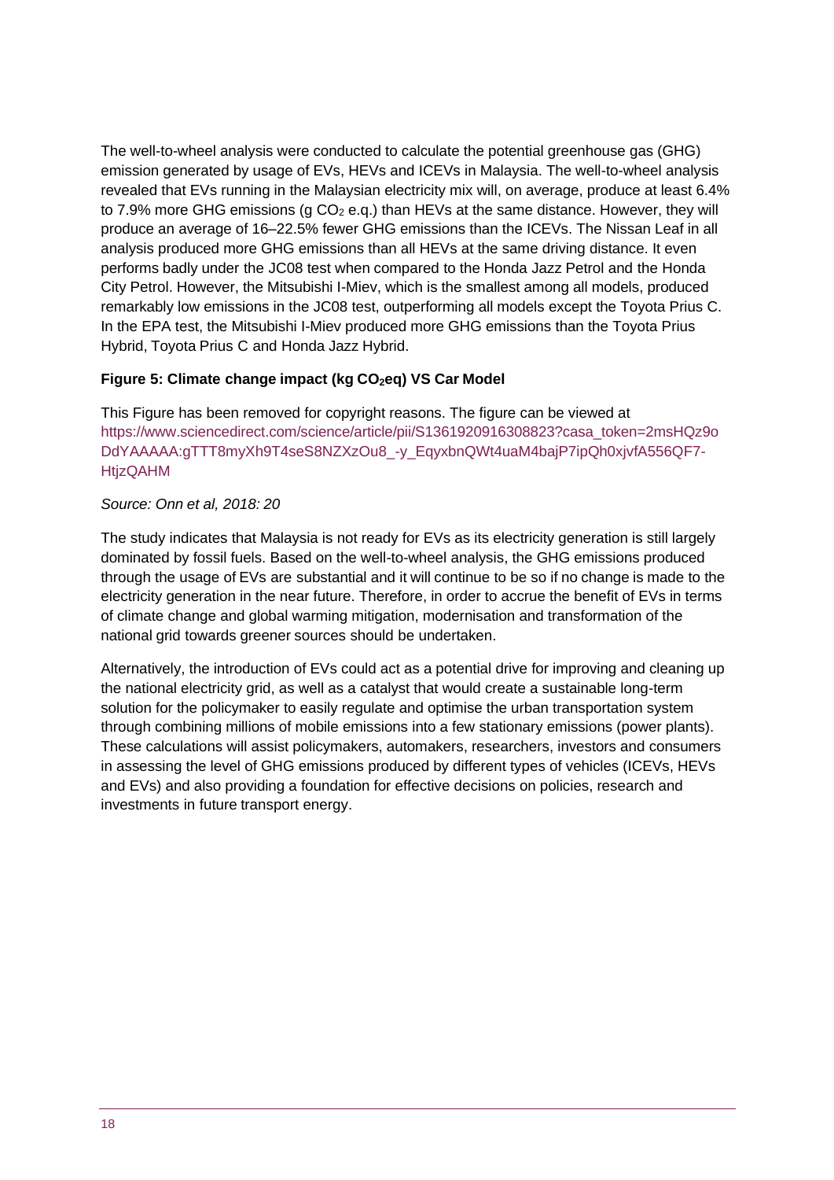The well-to-wheel analysis were conducted to calculate the potential greenhouse gas (GHG) emission generated by usage of EVs, HEVs and ICEVs in Malaysia. The well-to-wheel analysis revealed that EVs running in the Malaysian electricity mix will, on average, produce at least 6.4% to 7.9% more GHG emissions (g $CO_2$ e.q.) than HEVs at the same distance. However, they will produce an average of 16–22.5% fewer GHG emissions than the ICEVs. The Nissan Leaf in all analysis produced more GHG emissions than all HEVs at the same driving distance. It even performs badly under the JC08 test when compared to the Honda Jazz Petrol and the Honda City Petrol. However, the Mitsubishi I-Miev, which is the smallest among all models, produced remarkably low emissions in the JC08 test, outperforming all models except the Toyota Prius C. In the EPA test, the Mitsubishi I-Miev produced more GHG emissions than the Toyota Prius Hybrid, Toyota Prius C and Honda Jazz Hybrid.

**Figure 5: Climate change impact (kg $CO_2$eq) VS Car Model**

This Figure has been removed for copyright reasons. The figure can be viewed at https://www.sciencedirect.com/science/article/pii/S1361920916308823?casa_token=2msHQz9oDdYAAAAA:gTTT8myXh9T4seS8NZXzOu8_-y_EqyxbnQWt4uaM4bajP7ipQh0xjvfA556QF7-HtjzQAHM

*Source: Onn et al, 2018: 20*

The study indicates that Malaysia is not ready for EVs as its electricity generation is still largely dominated by fossil fuels. Based on the well-to-wheel analysis, the GHG emissions produced through the usage of EVs are substantial and it will continue to be so if no change is made to the electricity generation in the near future. Therefore, in order to accrue the benefit of EVs in terms of climate change and global warming mitigation, modernisation and transformation of the national grid towards greener sources should be undertaken.

Alternatively, the introduction of EVs could act as a potential drive for improving and cleaning up the national electricity grid, as well as a catalyst that would create a sustainable long-term solution for the policymaker to easily regulate and optimise the urban transportation system through combining millions of mobile emissions into a few stationary emissions (power plants). These calculations will assist policymakers, automakers, researchers, investors and consumers in assessing the level of GHG emissions produced by different types of vehicles (ICEVs, HEVs and EVs) and also providing a foundation for effective decisions on policies, research and investments in future transport energy.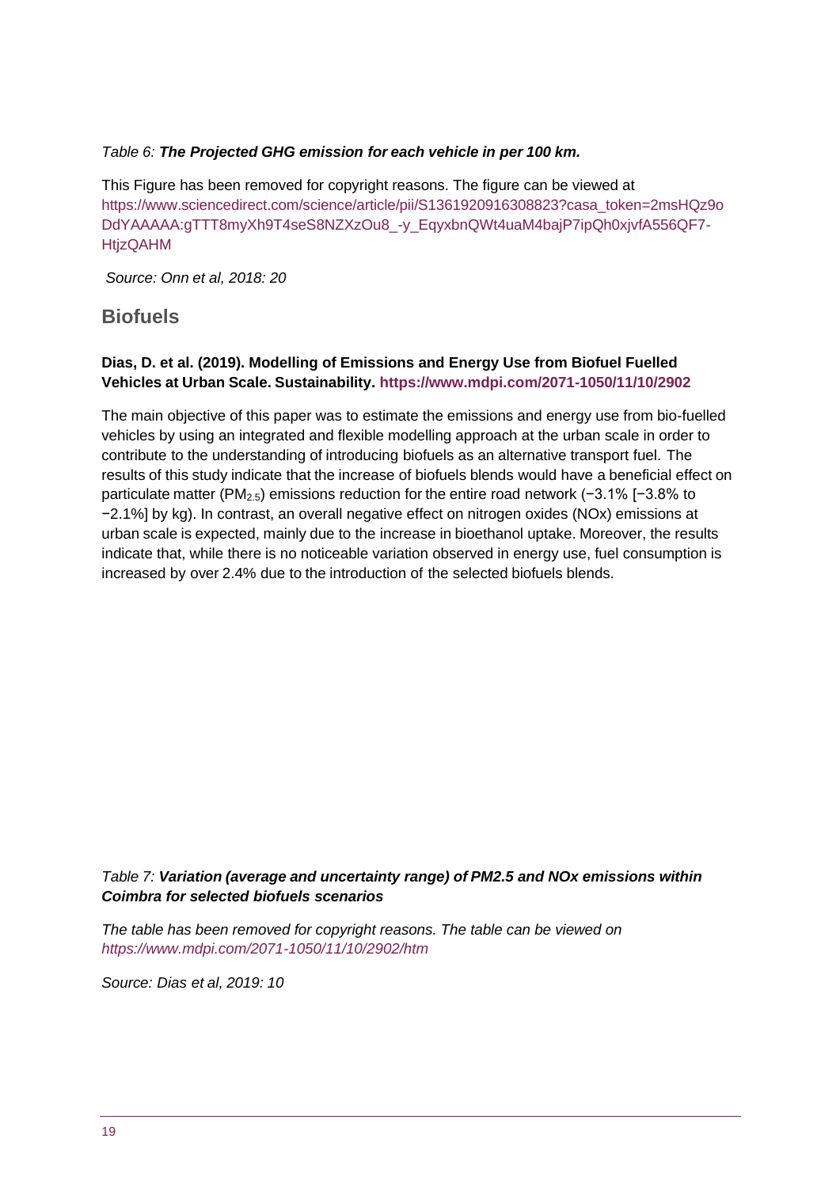*Table 6:* ***The Projected GHG emission for each vehicle in per 100 km.***

This Figure has been removed for copyright reasons. The figure can be viewed at https://www.sciencedirect.com/science/article/pii/S1361920916308823?casa_token=2msHQz9oDdYAAAAA:gTTT8myXh9T4seS8NZXzOu8_-y_EqyxbnQWt4uaM4bajP7ipQh0xjvfA556QF7-HtjzQAHM

*Source: Onn et al, 2018: 20*

## Biofuels

**Dias, D. et al. (2019). Modelling of Emissions and Energy Use from Biofuel Fuelled Vehicles at Urban Scale. Sustainability. https://www.mdpi.com/2071-1050/11/10/2902**

The main objective of this paper was to estimate the emissions and energy use from bio-fuelled vehicles by using an integrated and flexible modelling approach at the urban scale in order to contribute to the understanding of introducing biofuels as an alternative transport fuel. The results of this study indicate that the increase of biofuels blends would have a beneficial effect on particulate matter ($PM_{2.5}$) emissions reduction for the entire road network (−3.1% [−3.8% to −2.1%] by kg). In contrast, an overall negative effect on nitrogen oxides (NOx) emissions at urban scale is expected, mainly due to the increase in bioethanol uptake. Moreover, the results indicate that, while there is no noticeable variation observed in energy use, fuel consumption is increased by over 2.4% due to the introduction of the selected biofuels blends.

*Table 7:* ***Variation (average and uncertainty range) of PM2.5 and NOx emissions within Coimbra for selected biofuels scenarios***

*The table has been removed for copyright reasons. The table can be viewed on https://www.mdpi.com/2071-1050/11/10/2902/htm*

*Source: Dias et al, 2019: 10*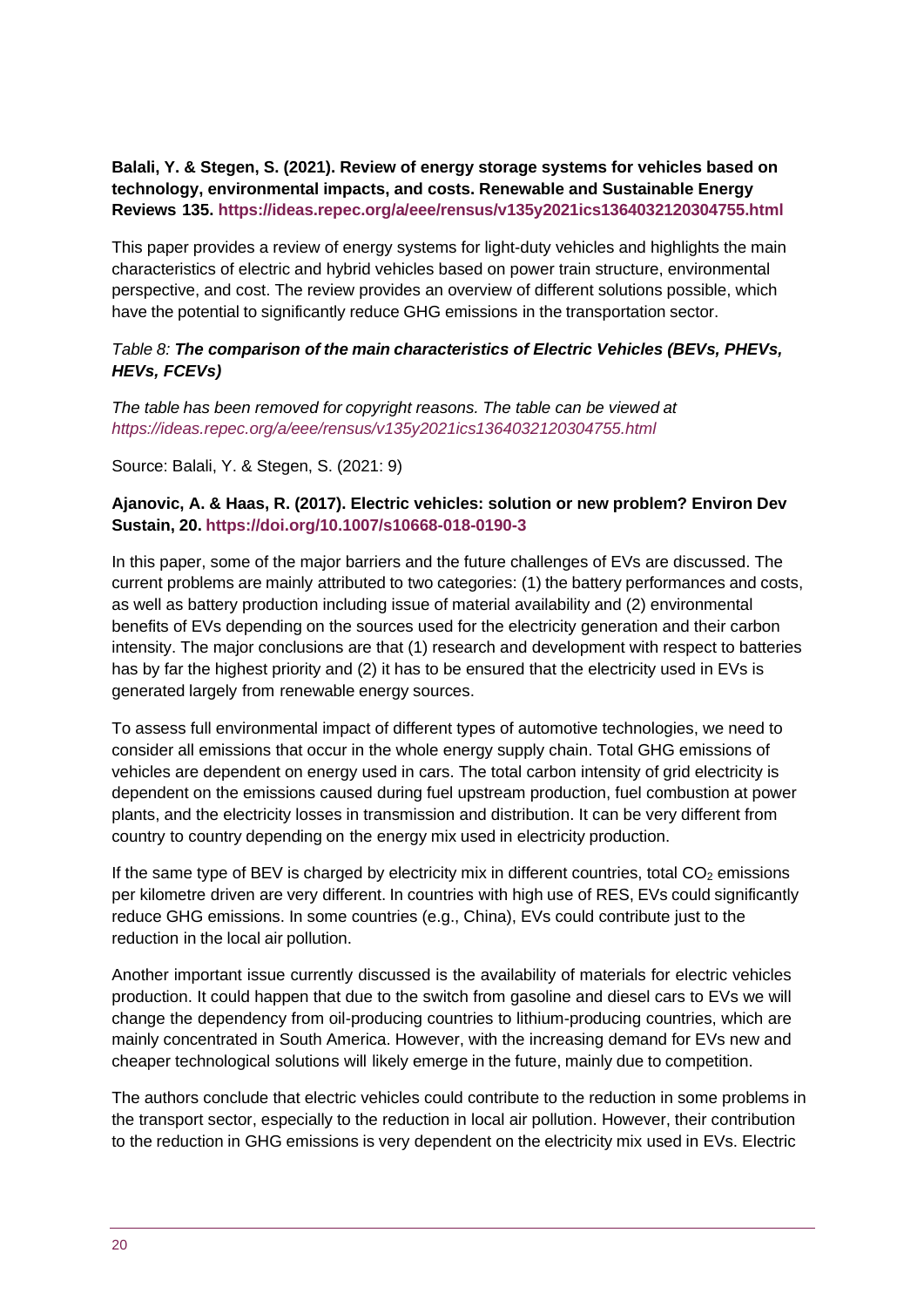**Balali, Y. & Stegen, S. (2021). Review of energy storage systems for vehicles based on technology, environmental impacts, and costs. Renewable and Sustainable Energy Reviews 135. https://ideas.repec.org/a/eee/rensus/v135y2021ics1364032120304755.html**

This paper provides a review of energy systems for light-duty vehicles and highlights the main characteristics of electric and hybrid vehicles based on power train structure, environmental perspective, and cost. The review provides an overview of different solutions possible, which have the potential to significantly reduce GHG emissions in the transportation sector.

*Table 8:* ***The comparison of the main characteristics of Electric Vehicles (BEVs, PHEVs, HEVs, FCEVs)***

*The table has been removed for copyright reasons. The table can be viewed at https://ideas.repec.org/a/eee/rensus/v135y2021ics1364032120304755.html*

Source: Balali, Y. & Stegen, S. (2021: 9)

**Ajanovic, A. & Haas, R. (2017). Electric vehicles: solution or new problem? Environ Dev Sustain, 20. https://doi.org/10.1007/s10668-018-0190-3**

In this paper, some of the major barriers and the future challenges of EVs are discussed. The current problems are mainly attributed to two categories: (1) the battery performances and costs, as well as battery production including issue of material availability and (2) environmental benefits of EVs depending on the sources used for the electricity generation and their carbon intensity. The major conclusions are that (1) research and development with respect to batteries has by far the highest priority and (2) it has to be ensured that the electricity used in EVs is generated largely from renewable energy sources.

To assess full environmental impact of different types of automotive technologies, we need to consider all emissions that occur in the whole energy supply chain. Total GHG emissions of vehicles are dependent on energy used in cars. The total carbon intensity of grid electricity is dependent on the emissions caused during fuel upstream production, fuel combustion at power plants, and the electricity losses in transmission and distribution. It can be very different from country to country depending on the energy mix used in electricity production.

If the same type of BEV is charged by electricity mix in different countries, total $CO_2$ emissions per kilometre driven are very different. In countries with high use of RES, EVs could significantly reduce GHG emissions. In some countries (e.g., China), EVs could contribute just to the reduction in the local air pollution.

Another important issue currently discussed is the availability of materials for electric vehicles production. It could happen that due to the switch from gasoline and diesel cars to EVs we will change the dependency from oil-producing countries to lithium-producing countries, which are mainly concentrated in South America. However, with the increasing demand for EVs new and cheaper technological solutions will likely emerge in the future, mainly due to competition.

The authors conclude that electric vehicles could contribute to the reduction in some problems in the transport sector, especially to the reduction in local air pollution. However, their contribution to the reduction in GHG emissions is very dependent on the electricity mix used in EVs. Electric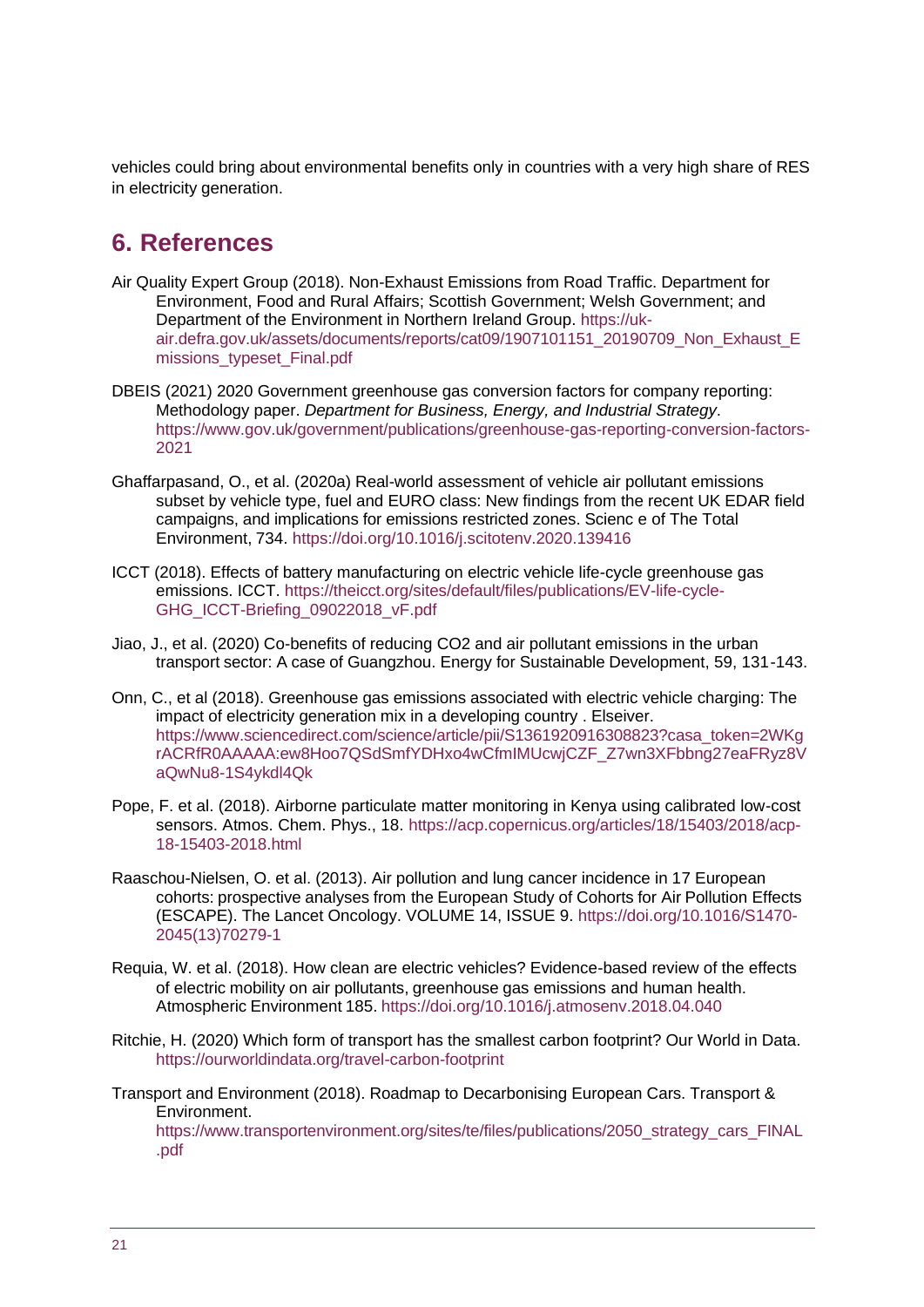vehicles could bring about environmental benefits only in countries with a very high share of RES in electricity generation.

## 6. References

Air Quality Expert Group (2018). Non-Exhaust Emissions from Road Traffic. Department for Environment, Food and Rural Affairs; Scottish Government; Welsh Government; and Department of the Environment in Northern Ireland Group. https://uk-air.defra.gov.uk/assets/documents/reports/cat09/1907101151_20190709_Non_Exhaust_Emissions_typeset_Final.pdf

DBEIS (2021) 2020 Government greenhouse gas conversion factors for company reporting: Methodology paper. *Department for Business, Energy, and Industrial Strategy*. https://www.gov.uk/government/publications/greenhouse-gas-reporting-conversion-factors-2021

Ghaffarpasand, O., et al. (2020a) Real-world assessment of vehicle air pollutant emissions subset by vehicle type, fuel and EURO class: New findings from the recent UK EDAR field campaigns, and implications for emissions restricted zones. Scienc e of The Total Environment, 734. https://doi.org/10.1016/j.scitotenv.2020.139416

ICCT (2018). Effects of battery manufacturing on electric vehicle life-cycle greenhouse gas emissions. ICCT. https://theicct.org/sites/default/files/publications/EV-life-cycle-GHG_ICCT-Briefing_09022018_vF.pdf

Jiao, J., et al. (2020) Co-benefits of reducing CO2 and air pollutant emissions in the urban transport sector: A case of Guangzhou. Energy for Sustainable Development, 59, 131-143.

Onn, C., et al (2018). Greenhouse gas emissions associated with electric vehicle charging: The impact of electricity generation mix in a developing country . Elseiver. https://www.sciencedirect.com/science/article/pii/S1361920916308823?casa_token=2WKgrACRfR0AAAAA:ew8Hoo7QSdSmfYDHxo4wCfmIMUcwjCZF_Z7wn3XFbbng27eaFRyz8VaQwNu8-1S4ykdl4Qk

Pope, F. et al. (2018). Airborne particulate matter monitoring in Kenya using calibrated low-cost sensors. Atmos. Chem. Phys., 18. https://acp.copernicus.org/articles/18/15403/2018/acp-18-15403-2018.html

Raaschou-Nielsen, O. et al. (2013). Air pollution and lung cancer incidence in 17 European cohorts: prospective analyses from the European Study of Cohorts for Air Pollution Effects (ESCAPE). The Lancet Oncology. VOLUME 14, ISSUE 9. https://doi.org/10.1016/S1470-2045(13)70279-1

Requia, W. et al. (2018). How clean are electric vehicles? Evidence-based review of the effects of electric mobility on air pollutants, greenhouse gas emissions and human health. Atmospheric Environment 185. https://doi.org/10.1016/j.atmosenv.2018.04.040

Ritchie, H. (2020) Which form of transport has the smallest carbon footprint? Our World in Data. https://ourworldindata.org/travel-carbon-footprint

Transport and Environment (2018). Roadmap to Decarbonising European Cars. Transport & Environment. https://www.transportenvironment.org/sites/te/files/publications/2050_strategy_cars_FINAL.pdf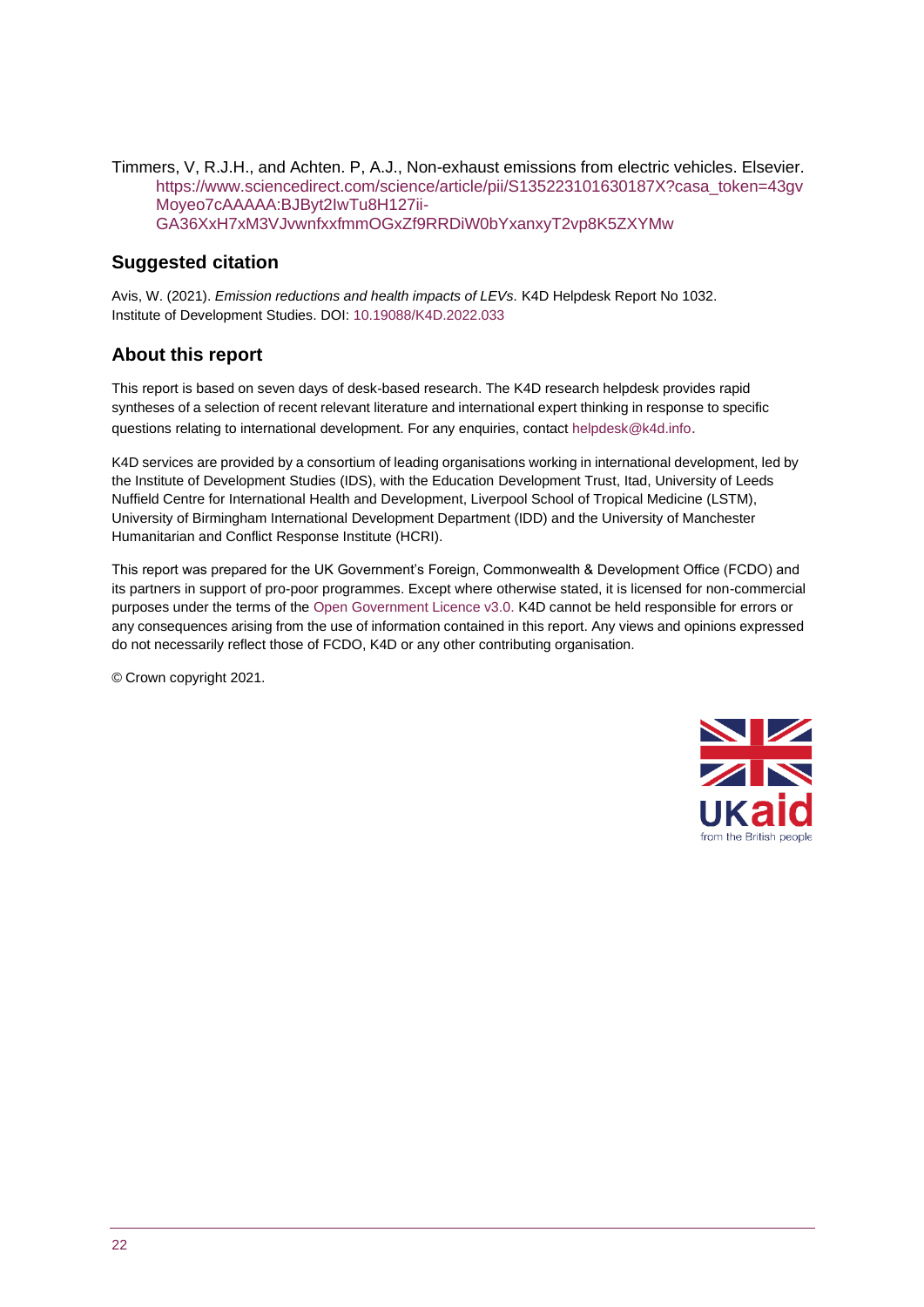Timmers, V, R.J.H., and Achten. P, A.J., Non-exhaust emissions from electric vehicles. Elsevier. https://www.sciencedirect.com/science/article/pii/S135223101630187X?casa_token=43gvMoyeo7cAAAAA:BJByt2IwTu8H127ii-GA36XxH7xM3VJvwnfxxfmmOGxZf9RRDiW0bYxanxyT2vp8K5ZXYMw

## Suggested citation

Avis, W. (2021). *Emission reductions and health impacts of LEVs.* K4D Helpdesk Report No 1032. Institute of Development Studies. DOI: 10.19088/K4D.2022.033

## About this report

This report is based on seven days of desk-based research. The K4D research helpdesk provides rapid syntheses of a selection of recent relevant literature and international expert thinking in response to specific questions relating to international development. For any enquiries, contact helpdesk@k4d.info.

K4D services are provided by a consortium of leading organisations working in international development, led by the Institute of Development Studies (IDS), with the Education Development Trust, Itad, University of Leeds Nuffield Centre for International Health and Development, Liverpool School of Tropical Medicine (LSTM), University of Birmingham International Development Department (IDD) and the University of Manchester Humanitarian and Conflict Response Institute (HCRI).

This report was prepared for the UK Government's Foreign, Commonwealth & Development Office (FCDO) and its partners in support of pro-poor programmes. Except where otherwise stated, it is licensed for non-commercial purposes under the terms of the Open Government Licence v3.0. K4D cannot be held responsible for errors or any consequences arising from the use of information contained in this report. Any views and opinions expressed do not necessarily reflect those of FCDO, K4D or any other contributing organisation.

© Crown copyright 2021.

UKaid
from the British people